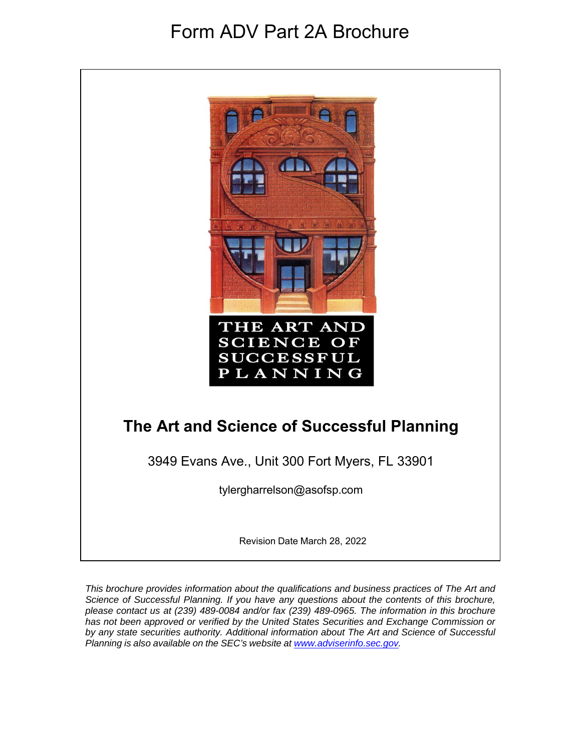# Form ADV Part 2A Brochure

THE ART AND SCIENCE OF SUCCESSFUL PLANNING

## The Art and Science of Successful Planning

3949 Evans Ave., Unit 300 Fort Myers, FL 33901

tylergharrelson@asofsp.com

Revision Date March 28, 2022

*This brochure provides information about the qualifications and business practices of The Art and Science of Successful Planning. If you have any questions about the contents of this brochure, please contact us at (239) 489-0084 and/or fax (239) 489-0965. The information in this brochure has not been approved or verified by the United States Securities and Exchange Commission or by any state securities authority. Additional information about The Art and Science of Successful Planning is also available on the SEC's website at [www.adviserinfo.sec.gov](http://www.adviserinfo.sec.gov).*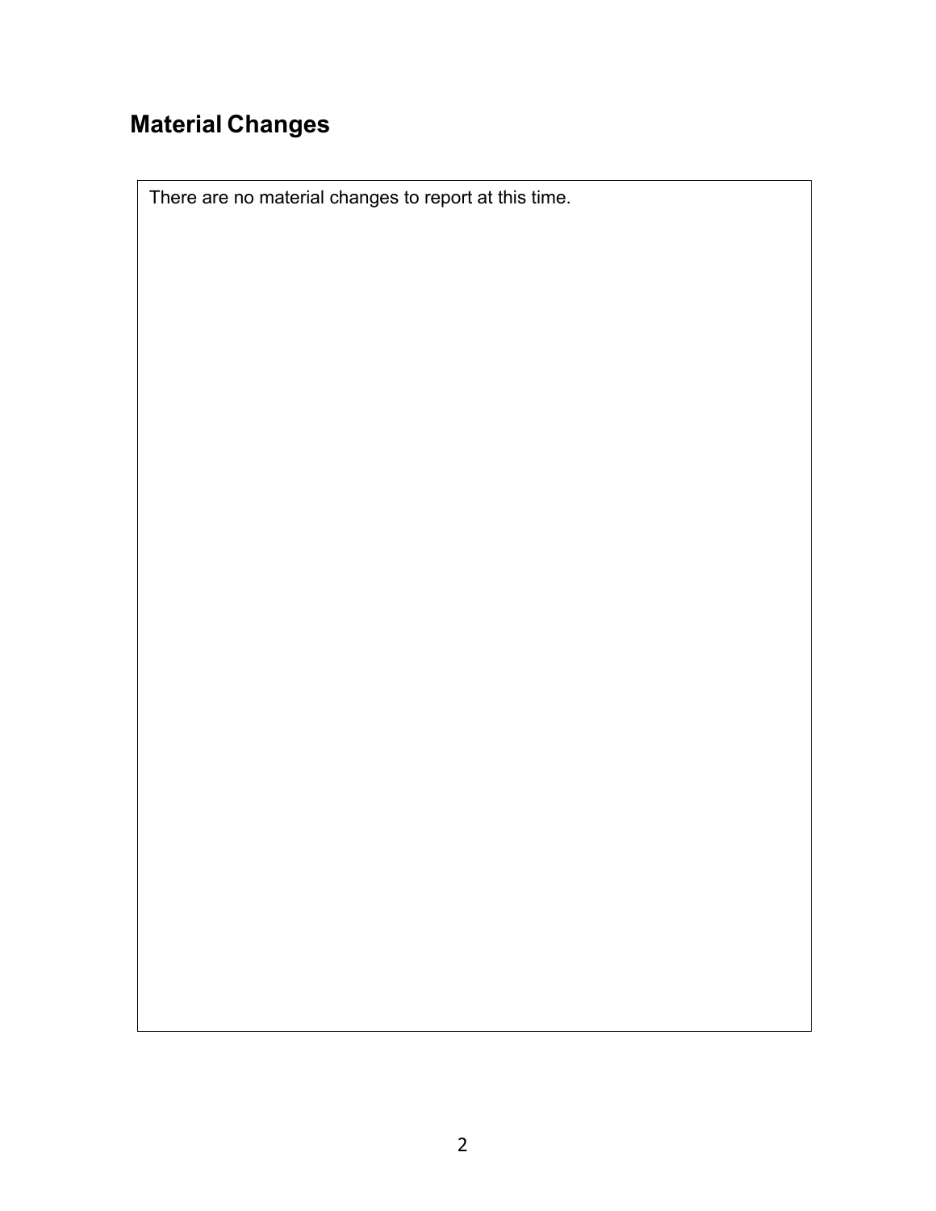## Material Changes

There are no material changes to report at this time.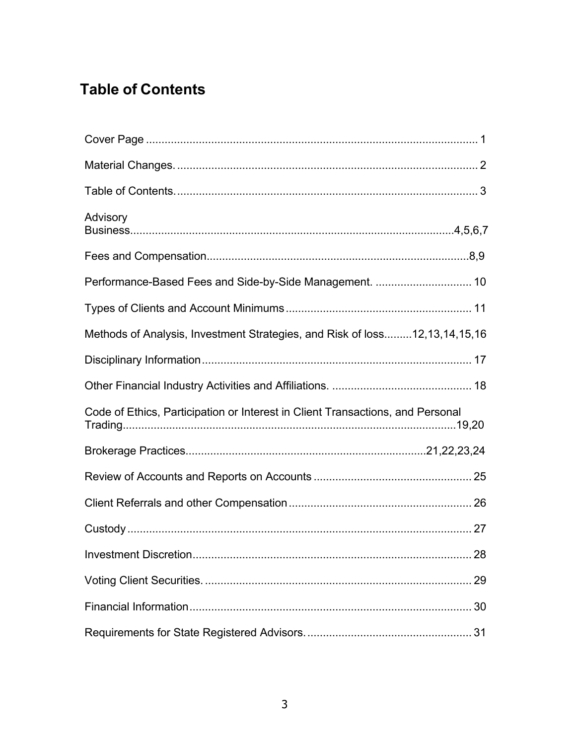# Table of Contents

Cover Page ........................................................................................................ 1

Material Changes. ............................................................................................... 2

Table of Contents. ............................................................................................... 3

Advisory Business.......................................................................................................4,5,6,7

Fees and Compensation....................................................................................8,9

Performance-Based Fees and Side-by-Side Management. ............................... 10

Types of Clients and Account Minimums ........................................................... 11

Methods of Analysis, Investment Strategies, and Risk of loss.........12,13,14,15,16

Disciplinary Information ...................................................................................... 17

Other Financial Industry Activities and Affiliations. ............................................. 18

Code of Ethics, Participation or Interest in Client Transactions, and Personal Trading...........................................................................................................19,20

Brokerage Practices............................................................................21,22,23,24

Review of Accounts and Reports on Accounts .................................................. 25

Client Referrals and other Compensation .......................................................... 26

Custody ............................................................................................................. 27

Investment Discretion......................................................................................... 28

Voting Client Securities. ..................................................................................... 29

Financial Information .......................................................................................... 30

Requirements for State Registered Advisors. .................................................... 31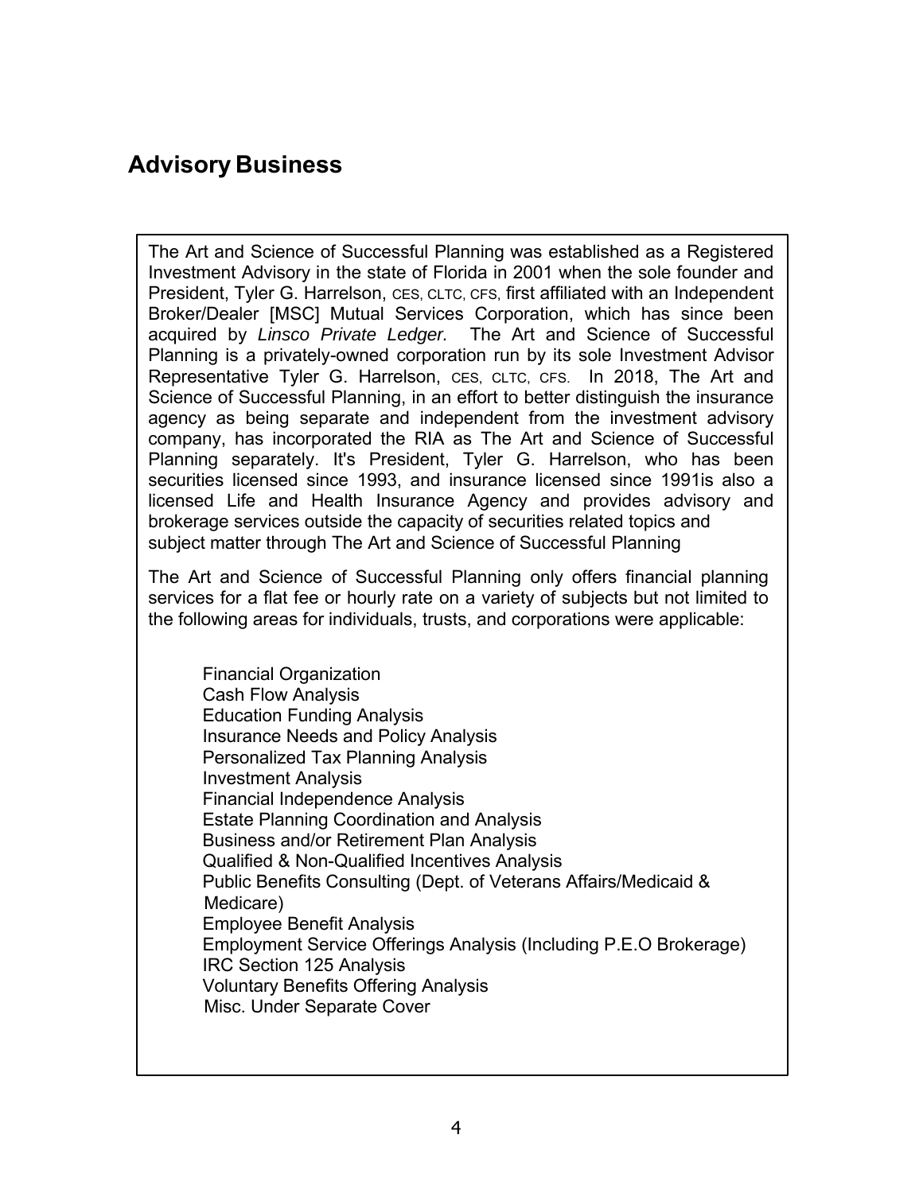## Advisory Business

The Art and Science of Successful Planning was established as a Registered Investment Advisory in the state of Florida in 2001 when the sole founder and President, Tyler G. Harrelson, CES, CLTC, CFS, first affiliated with an Independent Broker/Dealer [MSC] Mutual Services Corporation, which has since been acquired by *Linsco Private Ledger.* The Art and Science of Successful Planning is a privately-owned corporation run by its sole Investment Advisor Representative Tyler G. Harrelson, CES, CLTC, CFS. In 2018, The Art and Science of Successful Planning, in an effort to better distinguish the insurance agency as being separate and independent from the investment advisory company, has incorporated the RIA as The Art and Science of Successful Planning separately. It's President, Tyler G. Harrelson, who has been securities licensed since 1993, and insurance licensed since 1991is also a licensed Life and Health Insurance Agency and provides advisory and brokerage services outside the capacity of securities related topics and subject matter through The Art and Science of Successful Planning

The Art and Science of Successful Planning only offers financial planning services for a flat fee or hourly rate on a variety of subjects but not limited to the following areas for individuals, trusts, and corporations were applicable:

- Financial Organization
- Cash Flow Analysis
- Education Funding Analysis
- Insurance Needs and Policy Analysis
- Personalized Tax Planning Analysis
- Investment Analysis
- Financial Independence Analysis
- Estate Planning Coordination and Analysis
- Business and/or Retirement Plan Analysis
- Qualified & Non-Qualified Incentives Analysis
- Public Benefits Consulting (Dept. of Veterans Affairs/Medicaid & Medicare)
- Employee Benefit Analysis
- Employment Service Offerings Analysis (Including P.E.O Brokerage)
- IRC Section 125 Analysis
- Voluntary Benefits Offering Analysis
- Misc. Under Separate Cover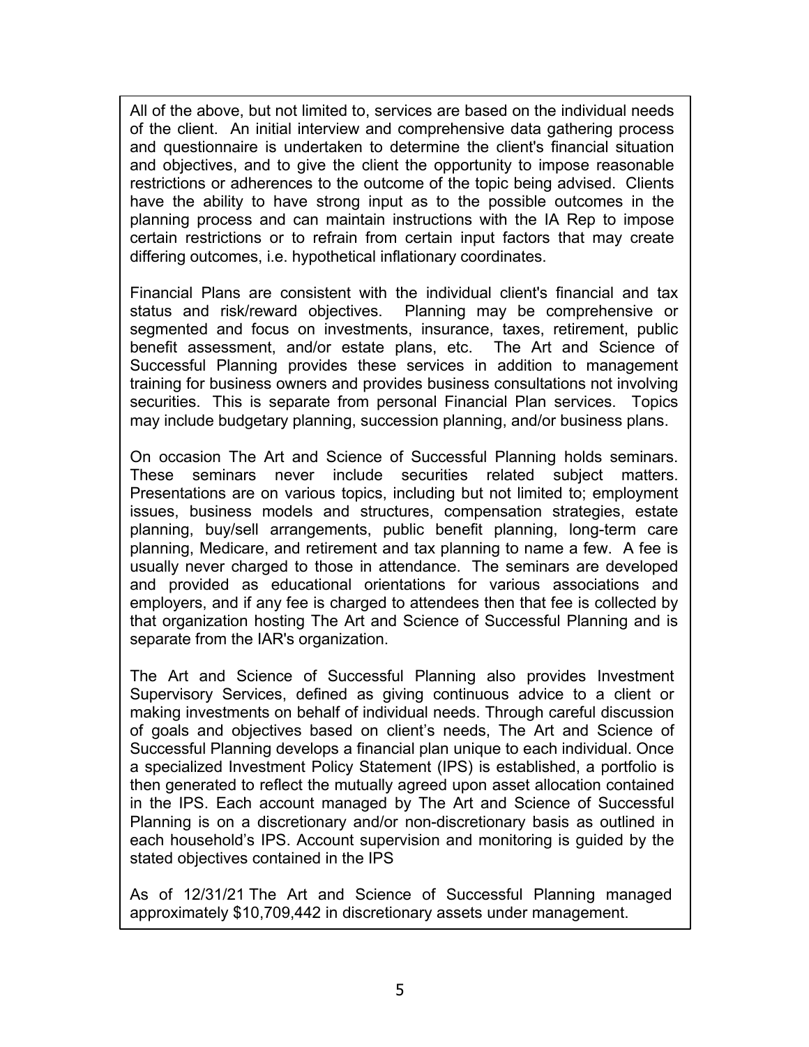All of the above, but not limited to, services are based on the individual needs of the client. An initial interview and comprehensive data gathering process and questionnaire is undertaken to determine the client's financial situation and objectives, and to give the client the opportunity to impose reasonable restrictions or adherences to the outcome of the topic being advised. Clients have the ability to have strong input as to the possible outcomes in the planning process and can maintain instructions with the IA Rep to impose certain restrictions or to refrain from certain input factors that may create differing outcomes, i.e. hypothetical inflationary coordinates.

Financial Plans are consistent with the individual client's financial and tax status and risk/reward objectives. Planning may be comprehensive or segmented and focus on investments, insurance, taxes, retirement, public benefit assessment, and/or estate plans, etc. The Art and Science of Successful Planning provides these services in addition to management training for business owners and provides business consultations not involving securities. This is separate from personal Financial Plan services. Topics may include budgetary planning, succession planning, and/or business plans.

On occasion The Art and Science of Successful Planning holds seminars. These seminars never include securities related subject matters. Presentations are on various topics, including but not limited to; employment issues, business models and structures, compensation strategies, estate planning, buy/sell arrangements, public benefit planning, long-term care planning, Medicare, and retirement and tax planning to name a few. A fee is usually never charged to those in attendance. The seminars are developed and provided as educational orientations for various associations and employers, and if any fee is charged to attendees then that fee is collected by that organization hosting The Art and Science of Successful Planning and is separate from the IAR's organization.

The Art and Science of Successful Planning also provides Investment Supervisory Services, defined as giving continuous advice to a client or making investments on behalf of individual needs. Through careful discussion of goals and objectives based on client's needs, The Art and Science of Successful Planning develops a financial plan unique to each individual. Once a specialized Investment Policy Statement (IPS) is established, a portfolio is then generated to reflect the mutually agreed upon asset allocation contained in the IPS. Each account managed by The Art and Science of Successful Planning is on a discretionary and/or non-discretionary basis as outlined in each household's IPS. Account supervision and monitoring is guided by the stated objectives contained in the IPS

As of 12/31/21 The Art and Science of Successful Planning managed approximately $10,709,442 in discretionary assets under management.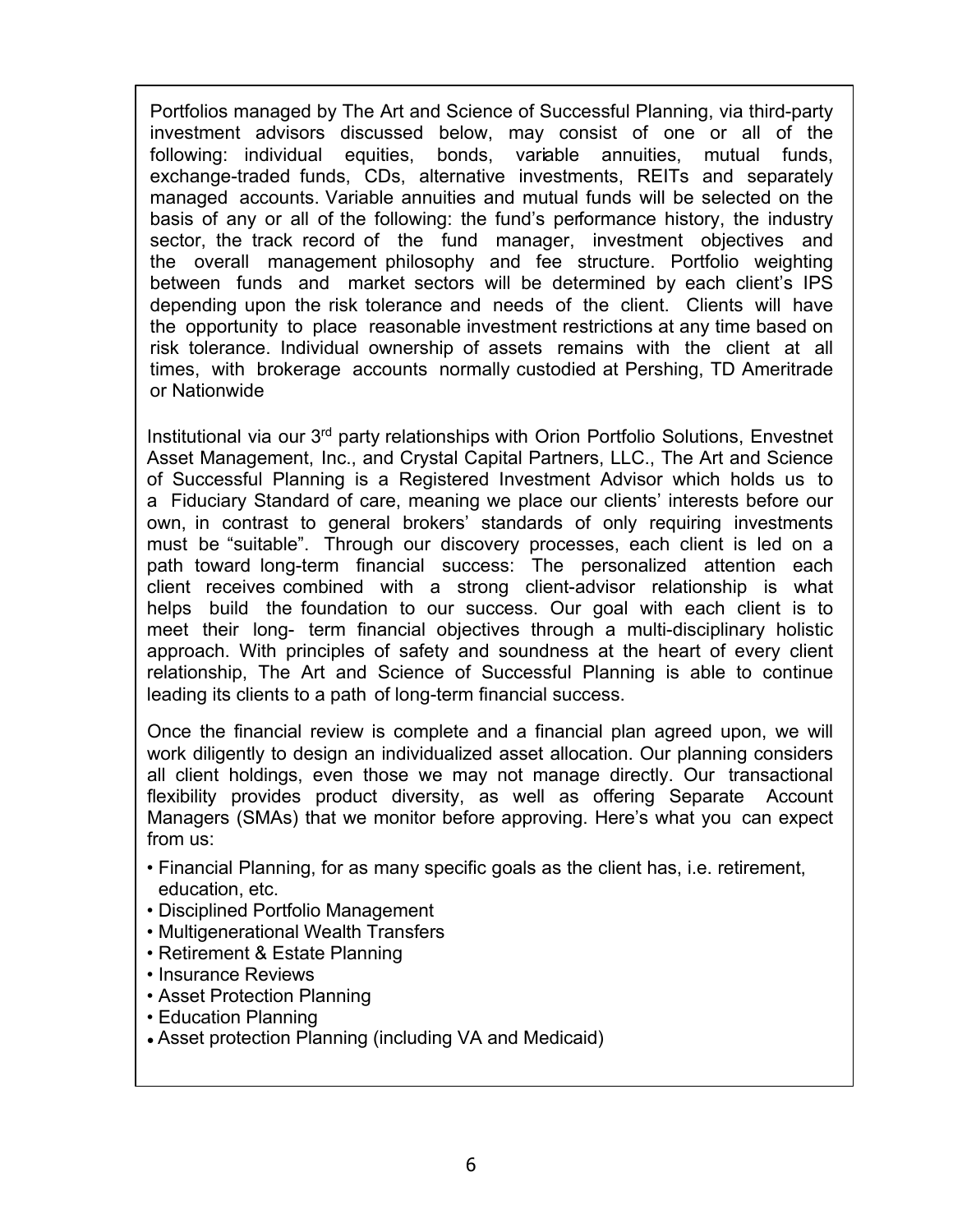Portfolios managed by The Art and Science of Successful Planning, via third-party investment advisors discussed below, may consist of one or all of the following: individual equities, bonds, variable annuities, mutual funds, exchange-traded funds, CDs, alternative investments, REITs and separately managed accounts. Variable annuities and mutual funds will be selected on the basis of any or all of the following: the fund's performance history, the industry sector, the track record of the fund manager, investment objectives and the overall management philosophy and fee structure. Portfolio weighting between funds and market sectors will be determined by each client's IPS depending upon the risk tolerance and needs of the client. Clients will have the opportunity to place reasonable investment restrictions at any time based on risk tolerance. Individual ownership of assets remains with the client at all times, with brokerage accounts normally custodied at Pershing, TD Ameritrade or Nationwide

Institutional via our 3rd party relationships with Orion Portfolio Solutions, Envestnet Asset Management, Inc., and Crystal Capital Partners, LLC., The Art and Science of Successful Planning is a Registered Investment Advisor which holds us to a Fiduciary Standard of care, meaning we place our clients' interests before our own, in contrast to general brokers' standards of only requiring investments must be "suitable". Through our discovery processes, each client is led on a path toward long-term financial success: The personalized attention each client receives combined with a strong client-advisor relationship is what helps build the foundation to our success. Our goal with each client is to meet their long- term financial objectives through a multi-disciplinary holistic approach. With principles of safety and soundness at the heart of every client relationship, The Art and Science of Successful Planning is able to continue leading its clients to a path of long-term financial success.

Once the financial review is complete and a financial plan agreed upon, we will work diligently to design an individualized asset allocation. Our planning considers all client holdings, even those we may not manage directly. Our transactional flexibility provides product diversity, as well as offering Separate Account Managers (SMAs) that we monitor before approving. Here's what you can expect from us:

- Financial Planning, for as many specific goals as the client has, i.e. retirement, education, etc.
- Disciplined Portfolio Management
- Multigenerational Wealth Transfers
- Retirement & Estate Planning
- Insurance Reviews
- Asset Protection Planning
- Education Planning
- Asset protection Planning (including VA and Medicaid)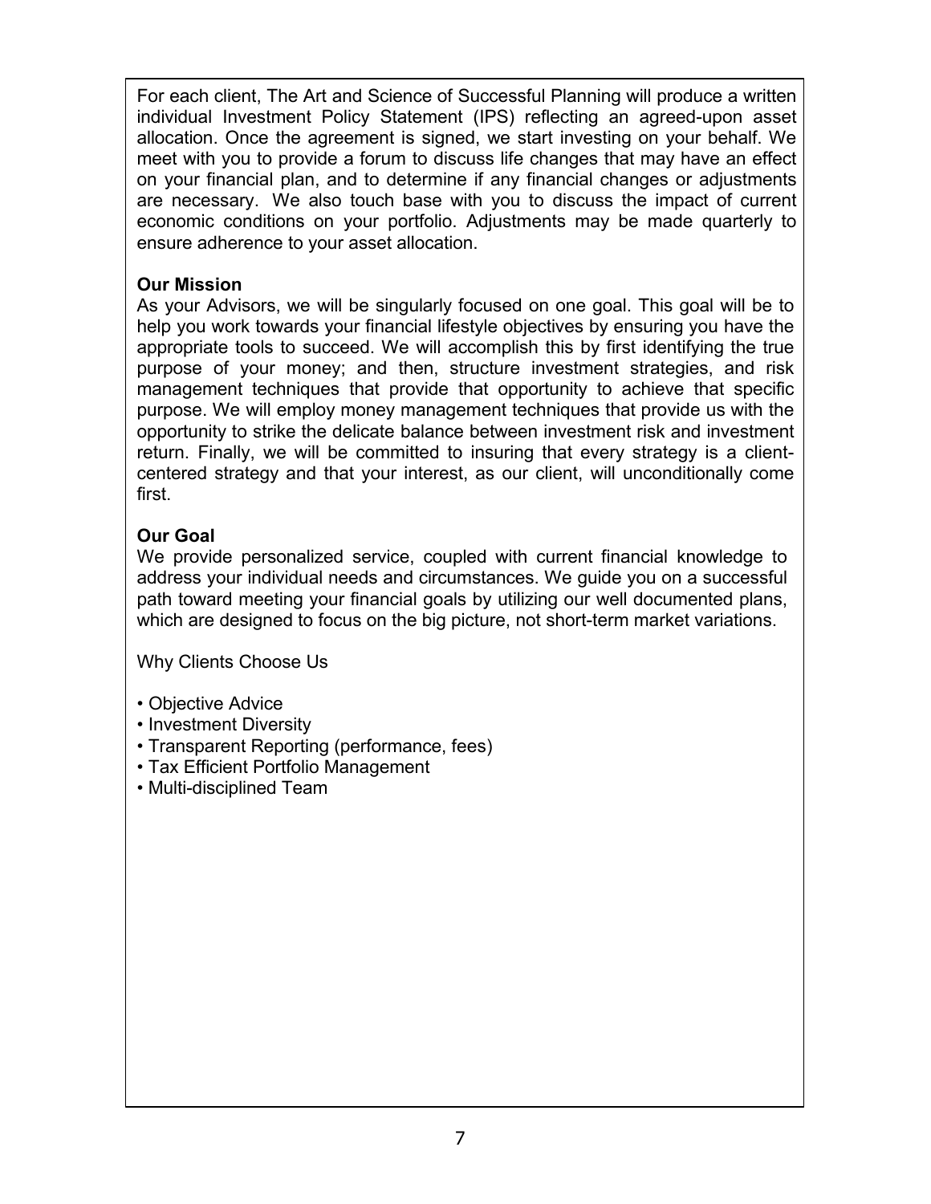For each client, The Art and Science of Successful Planning will produce a written individual Investment Policy Statement (IPS) reflecting an agreed-upon asset allocation. Once the agreement is signed, we start investing on your behalf. We meet with you to provide a forum to discuss life changes that may have an effect on your financial plan, and to determine if any financial changes or adjustments are necessary. We also touch base with you to discuss the impact of current economic conditions on your portfolio. Adjustments may be made quarterly to ensure adherence to your asset allocation.

**Our Mission**

As your Advisors, we will be singularly focused on one goal. This goal will be to help you work towards your financial lifestyle objectives by ensuring you have the appropriate tools to succeed. We will accomplish this by first identifying the true purpose of your money; and then, structure investment strategies, and risk management techniques that provide that opportunity to achieve that specific purpose. We will employ money management techniques that provide us with the opportunity to strike the delicate balance between investment risk and investment return. Finally, we will be committed to insuring that every strategy is a client-centered strategy and that your interest, as our client, will unconditionally come first.

**Our Goal**

We provide personalized service, coupled with current financial knowledge to address your individual needs and circumstances. We guide you on a successful path toward meeting your financial goals by utilizing our well documented plans, which are designed to focus on the big picture, not short-term market variations.

Why Clients Choose Us

- Objective Advice
- Investment Diversity
- Transparent Reporting (performance, fees)
- Tax Efficient Portfolio Management
- Multi-disciplined Team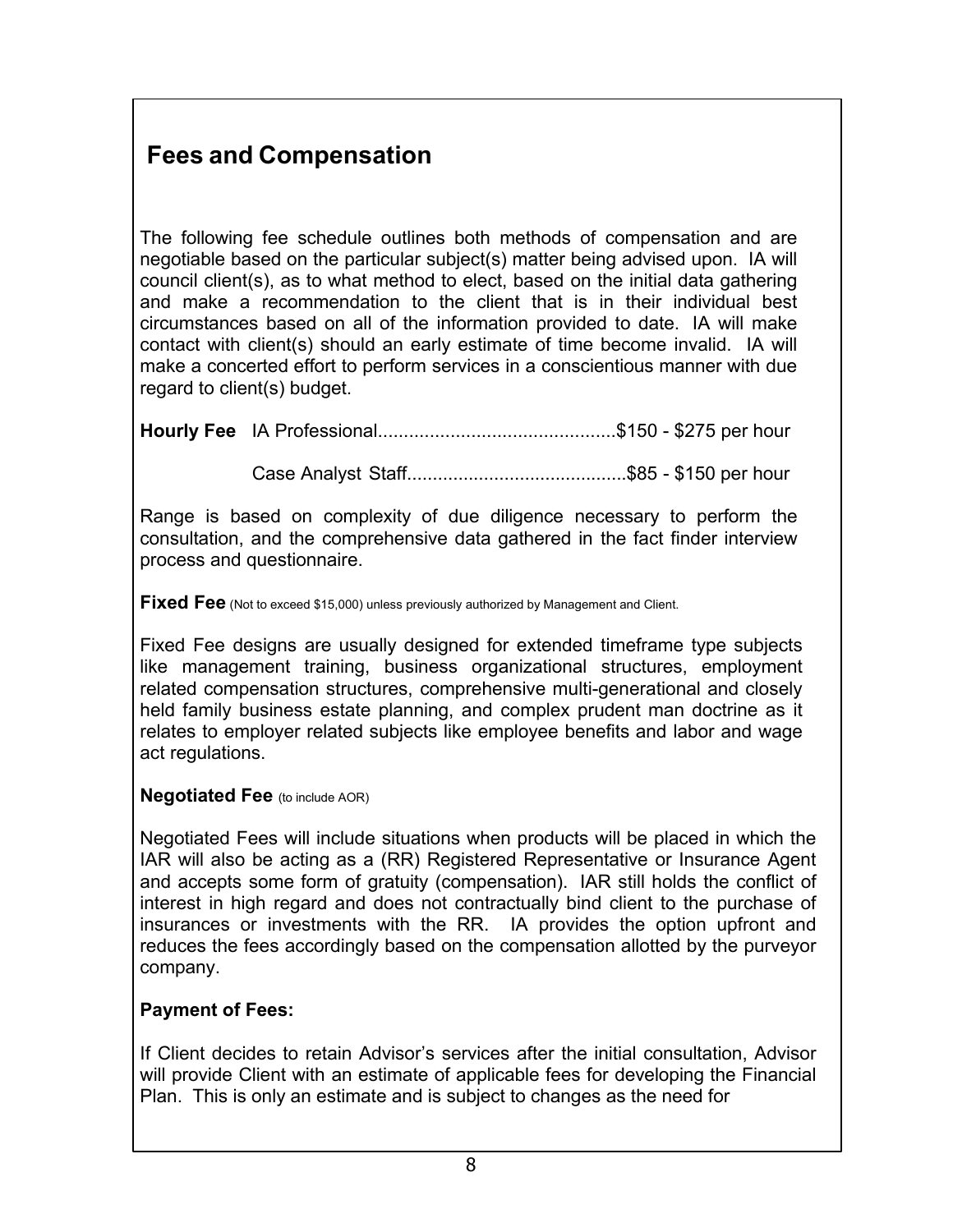## Fees and Compensation

The following fee schedule outlines both methods of compensation and are negotiable based on the particular subject(s) matter being advised upon. IA will council client(s), as to what method to elect, based on the initial data gathering and make a recommendation to the client that is in their individual best circumstances based on all of the information provided to date. IA will make contact with client(s) should an early estimate of time become invalid. IA will make a concerted effort to perform services in a conscientious manner with due regard to client(s) budget.

**Hourly Fee** IA Professional..............................................$150 - $275 per hour

Case Analyst Staff...........................................$85 - $150 per hour

Range is based on complexity of due diligence necessary to perform the consultation, and the comprehensive data gathered in the fact finder interview process and questionnaire.

**Fixed Fee** (Not to exceed $15,000) unless previously authorized by Management and Client.

Fixed Fee designs are usually designed for extended timeframe type subjects like management training, business organizational structures, employment related compensation structures, comprehensive multi-generational and closely held family business estate planning, and complex prudent man doctrine as it relates to employer related subjects like employee benefits and labor and wage act regulations.

**Negotiated Fee** (to include AOR)

Negotiated Fees will include situations when products will be placed in which the IAR will also be acting as a (RR) Registered Representative or Insurance Agent and accepts some form of gratuity (compensation). IAR still holds the conflict of interest in high regard and does not contractually bind client to the purchase of insurances or investments with the RR. IA provides the option upfront and reduces the fees accordingly based on the compensation allotted by the purveyor company.

**Payment of Fees:**

If Client decides to retain Advisor's services after the initial consultation, Advisor will provide Client with an estimate of applicable fees for developing the Financial Plan. This is only an estimate and is subject to changes as the need for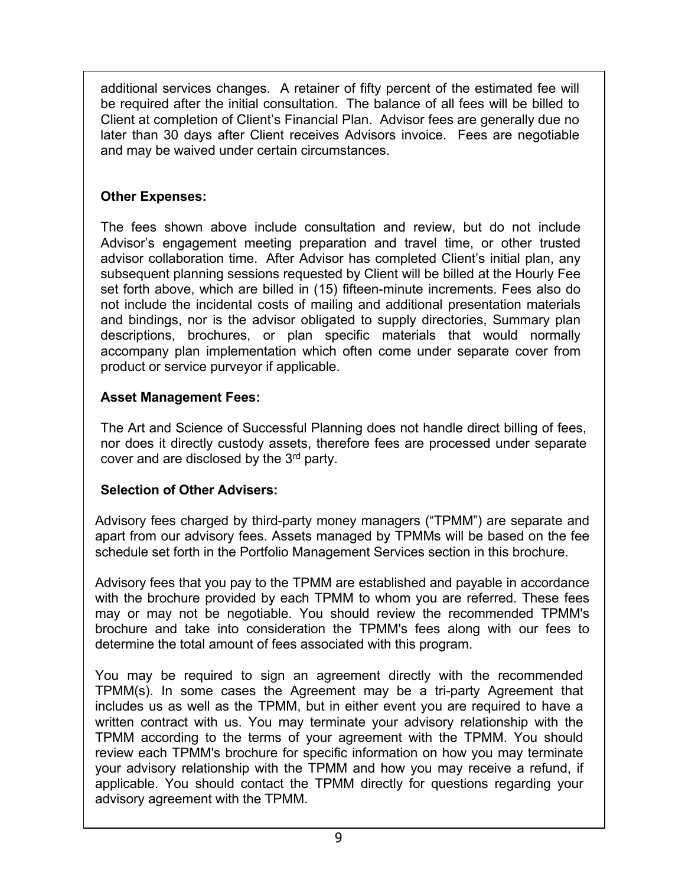additional services changes. A retainer of fifty percent of the estimated fee will be required after the initial consultation. The balance of all fees will be billed to Client at completion of Client's Financial Plan. Advisor fees are generally due no later than 30 days after Client receives Advisors invoice. Fees are negotiable and may be waived under certain circumstances.

**Other Expenses:**

The fees shown above include consultation and review, but do not include Advisor's engagement meeting preparation and travel time, or other trusted advisor collaboration time. After Advisor has completed Client's initial plan, any subsequent planning sessions requested by Client will be billed at the Hourly Fee set forth above, which are billed in (15) fifteen-minute increments. Fees also do not include the incidental costs of mailing and additional presentation materials and bindings, nor is the advisor obligated to supply directories, Summary plan descriptions, brochures, or plan specific materials that would normally accompany plan implementation which often come under separate cover from product or service purveyor if applicable.

**Asset Management Fees:**

The Art and Science of Successful Planning does not handle direct billing of fees, nor does it directly custody assets, therefore fees are processed under separate cover and are disclosed by the 3rd party.

**Selection of Other Advisers:**

Advisory fees charged by third-party money managers ("TPMM") are separate and apart from our advisory fees. Assets managed by TPMMs will be based on the fee schedule set forth in the Portfolio Management Services section in this brochure.

Advisory fees that you pay to the TPMM are established and payable in accordance with the brochure provided by each TPMM to whom you are referred. These fees may or may not be negotiable. You should review the recommended TPMM's brochure and take into consideration the TPMM's fees along with our fees to determine the total amount of fees associated with this program.

You may be required to sign an agreement directly with the recommended TPMM(s). In some cases the Agreement may be a tri-party Agreement that includes us as well as the TPMM, but in either event you are required to have a written contract with us. You may terminate your advisory relationship with the TPMM according to the terms of your agreement with the TPMM. You should review each TPMM's brochure for specific information on how you may terminate your advisory relationship with the TPMM and how you may receive a refund, if applicable. You should contact the TPMM directly for questions regarding your advisory agreement with the TPMM.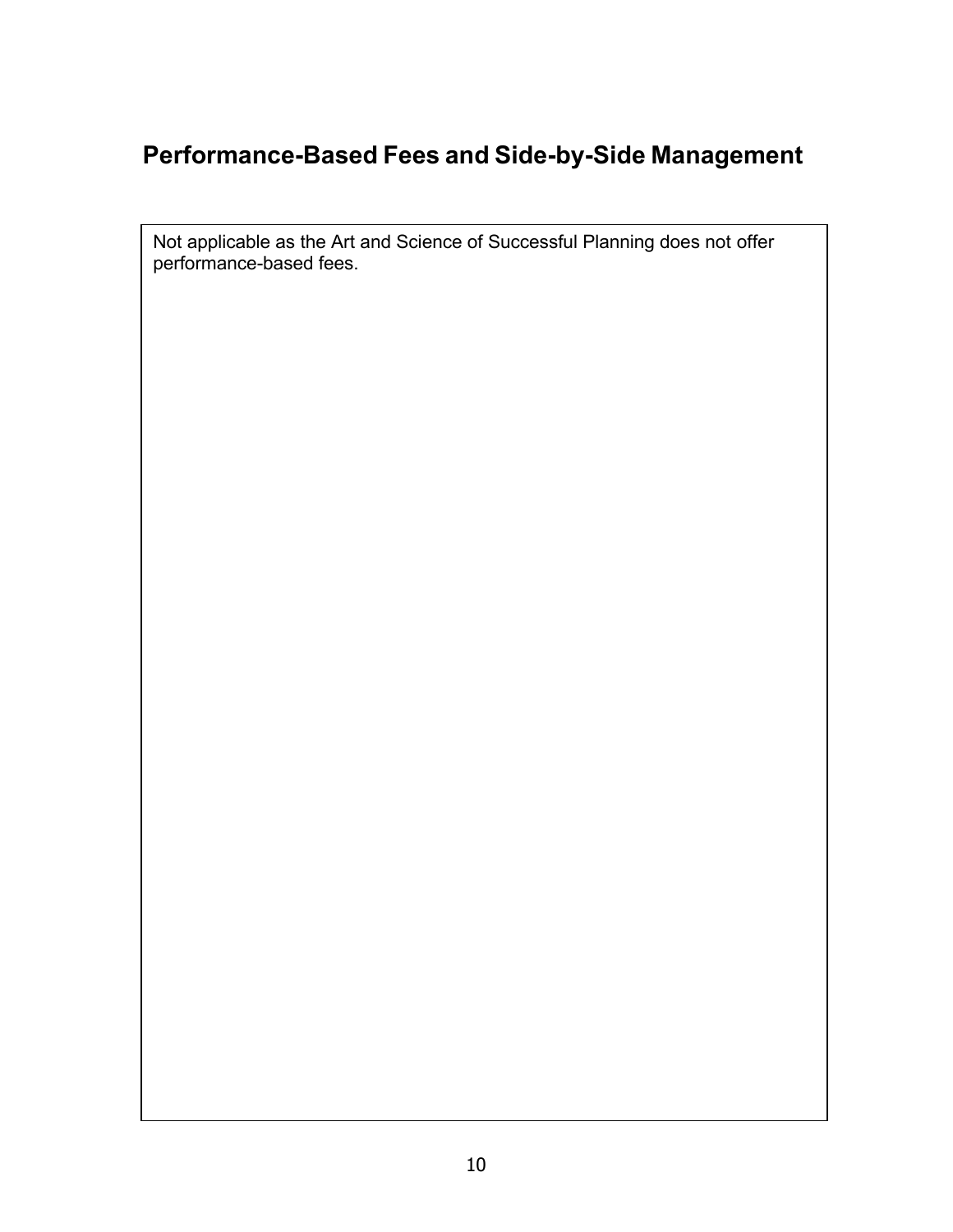## Performance-Based Fees and Side-by-Side Management

Not applicable as the Art and Science of Successful Planning does not offer performance-based fees.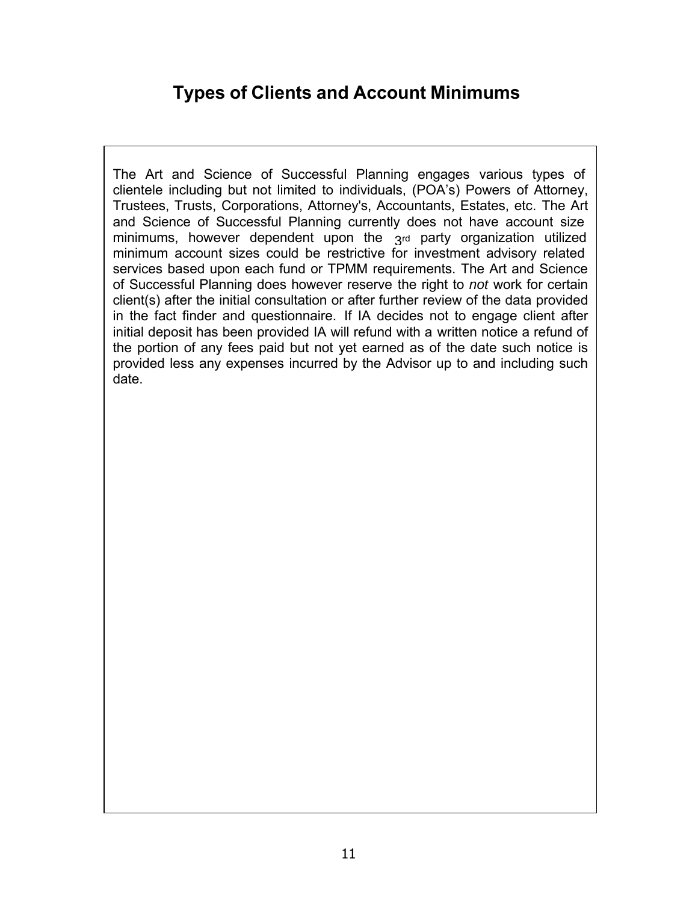## Types of Clients and Account Minimums

The Art and Science of Successful Planning engages various types of clientele including but not limited to individuals, (POA's) Powers of Attorney, Trustees, Trusts, Corporations, Attorney's, Accountants, Estates, etc. The Art and Science of Successful Planning currently does not have account size minimums, however dependent upon the 3rd party organization utilized minimum account sizes could be restrictive for investment advisory related services based upon each fund or TPMM requirements. The Art and Science of Successful Planning does however reserve the right to *not* work for certain client(s) after the initial consultation or after further review of the data provided in the fact finder and questionnaire. If IA decides not to engage client after initial deposit has been provided IA will refund with a written notice a refund of the portion of any fees paid but not yet earned as of the date such notice is provided less any expenses incurred by the Advisor up to and including such date.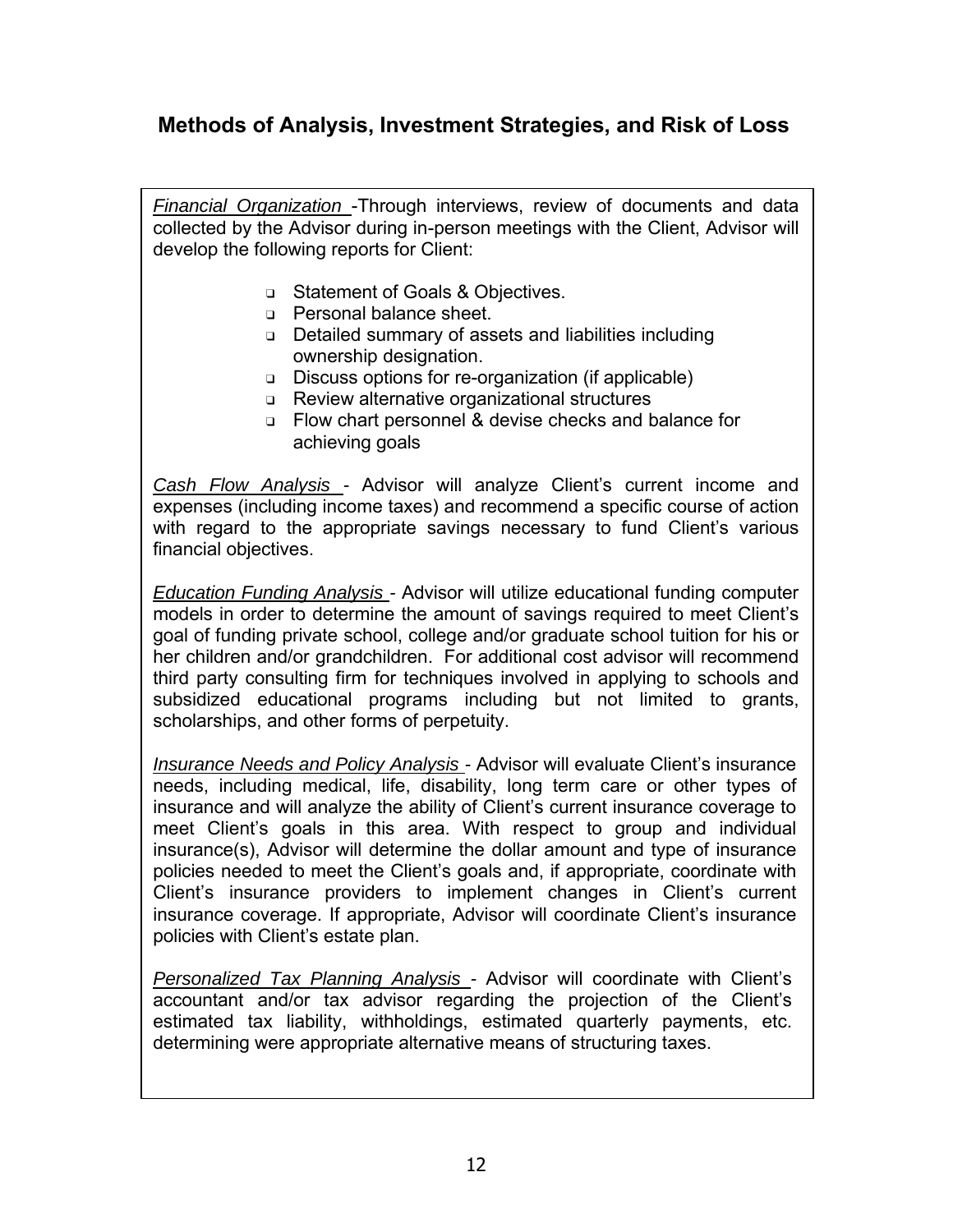## Methods of Analysis, Investment Strategies, and Risk of Loss

*Financial Organization* -Through interviews, review of documents and data collected by the Advisor during in-person meetings with the Client, Advisor will develop the following reports for Client:

- Statement of Goals & Objectives.
- Personal balance sheet.
- Detailed summary of assets and liabilities including ownership designation.
- Discuss options for re-organization (if applicable)
- Review alternative organizational structures
- Flow chart personnel & devise checks and balance for achieving goals

*Cash Flow Analysis* - Advisor will analyze Client's current income and expenses (including income taxes) and recommend a specific course of action with regard to the appropriate savings necessary to fund Client's various financial objectives.

*Education Funding Analysis* - Advisor will utilize educational funding computer models in order to determine the amount of savings required to meet Client's goal of funding private school, college and/or graduate school tuition for his or her children and/or grandchildren. For additional cost advisor will recommend third party consulting firm for techniques involved in applying to schools and subsidized educational programs including but not limited to grants, scholarships, and other forms of perpetuity.

*Insurance Needs and Policy Analysis* - Advisor will evaluate Client's insurance needs, including medical, life, disability, long term care or other types of insurance and will analyze the ability of Client's current insurance coverage to meet Client's goals in this area. With respect to group and individual insurance(s), Advisor will determine the dollar amount and type of insurance policies needed to meet the Client's goals and, if appropriate, coordinate with Client's insurance providers to implement changes in Client's current insurance coverage. If appropriate, Advisor will coordinate Client's insurance policies with Client's estate plan.

*Personalized Tax Planning Analysis* - Advisor will coordinate with Client's accountant and/or tax advisor regarding the projection of the Client's estimated tax liability, withholdings, estimated quarterly payments, etc. determining were appropriate alternative means of structuring taxes.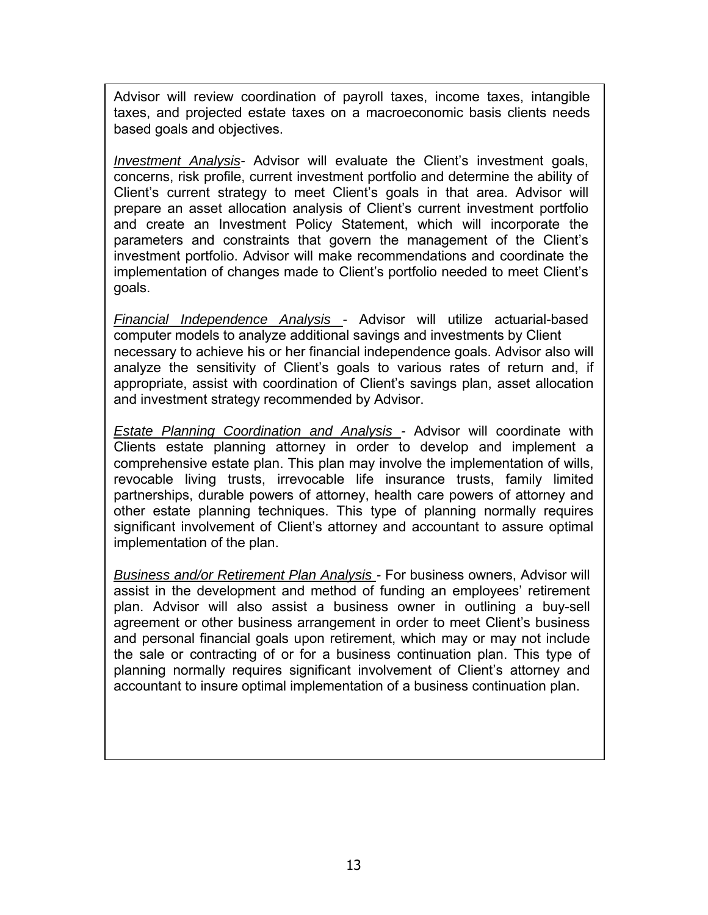Advisor will review coordination of payroll taxes, income taxes, intangible taxes, and projected estate taxes on a macroeconomic basis clients needs based goals and objectives.

*Investment Analysis*- Advisor will evaluate the Client's investment goals, concerns, risk profile, current investment portfolio and determine the ability of Client's current strategy to meet Client's goals in that area. Advisor will prepare an asset allocation analysis of Client's current investment portfolio and create an Investment Policy Statement, which will incorporate the parameters and constraints that govern the management of the Client's investment portfolio. Advisor will make recommendations and coordinate the implementation of changes made to Client's portfolio needed to meet Client's goals.

*Financial Independence Analysis* - Advisor will utilize actuarial-based computer models to analyze additional savings and investments by Client necessary to achieve his or her financial independence goals. Advisor also will analyze the sensitivity of Client's goals to various rates of return and, if appropriate, assist with coordination of Client's savings plan, asset allocation and investment strategy recommended by Advisor.

*Estate Planning Coordination and Analysis* - Advisor will coordinate with Clients estate planning attorney in order to develop and implement a comprehensive estate plan. This plan may involve the implementation of wills, revocable living trusts, irrevocable life insurance trusts, family limited partnerships, durable powers of attorney, health care powers of attorney and other estate planning techniques. This type of planning normally requires significant involvement of Client's attorney and accountant to assure optimal implementation of the plan.

*Business and/or Retirement Plan Analysis* - For business owners, Advisor will assist in the development and method of funding an employees' retirement plan. Advisor will also assist a business owner in outlining a buy-sell agreement or other business arrangement in order to meet Client's business and personal financial goals upon retirement, which may or may not include the sale or contracting of or for a business continuation plan. This type of planning normally requires significant involvement of Client's attorney and accountant to insure optimal implementation of a business continuation plan.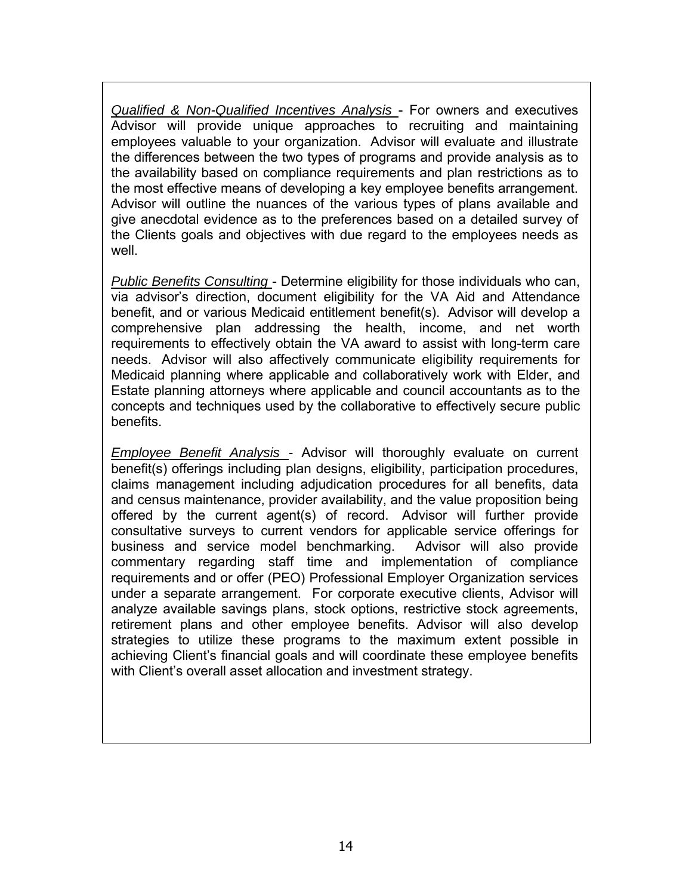*Qualified & Non-Qualified Incentives Analysis* - For owners and executives Advisor will provide unique approaches to recruiting and maintaining employees valuable to your organization. Advisor will evaluate and illustrate the differences between the two types of programs and provide analysis as to the availability based on compliance requirements and plan restrictions as to the most effective means of developing a key employee benefits arrangement. Advisor will outline the nuances of the various types of plans available and give anecdotal evidence as to the preferences based on a detailed survey of the Clients goals and objectives with due regard to the employees needs as well.

*Public Benefits Consulting* - Determine eligibility for those individuals who can, via advisor's direction, document eligibility for the VA Aid and Attendance benefit, and or various Medicaid entitlement benefit(s). Advisor will develop a comprehensive plan addressing the health, income, and net worth requirements to effectively obtain the VA award to assist with long-term care needs. Advisor will also affectively communicate eligibility requirements for Medicaid planning where applicable and collaboratively work with Elder, and Estate planning attorneys where applicable and council accountants as to the concepts and techniques used by the collaborative to effectively secure public benefits.

*Employee Benefit Analysis* - Advisor will thoroughly evaluate on current benefit(s) offerings including plan designs, eligibility, participation procedures, claims management including adjudication procedures for all benefits, data and census maintenance, provider availability, and the value proposition being offered by the current agent(s) of record. Advisor will further provide consultative surveys to current vendors for applicable service offerings for business and service model benchmarking. Advisor will also provide commentary regarding staff time and implementation of compliance requirements and or offer (PEO) Professional Employer Organization services under a separate arrangement. For corporate executive clients, Advisor will analyze available savings plans, stock options, restrictive stock agreements, retirement plans and other employee benefits. Advisor will also develop strategies to utilize these programs to the maximum extent possible in achieving Client's financial goals and will coordinate these employee benefits with Client's overall asset allocation and investment strategy.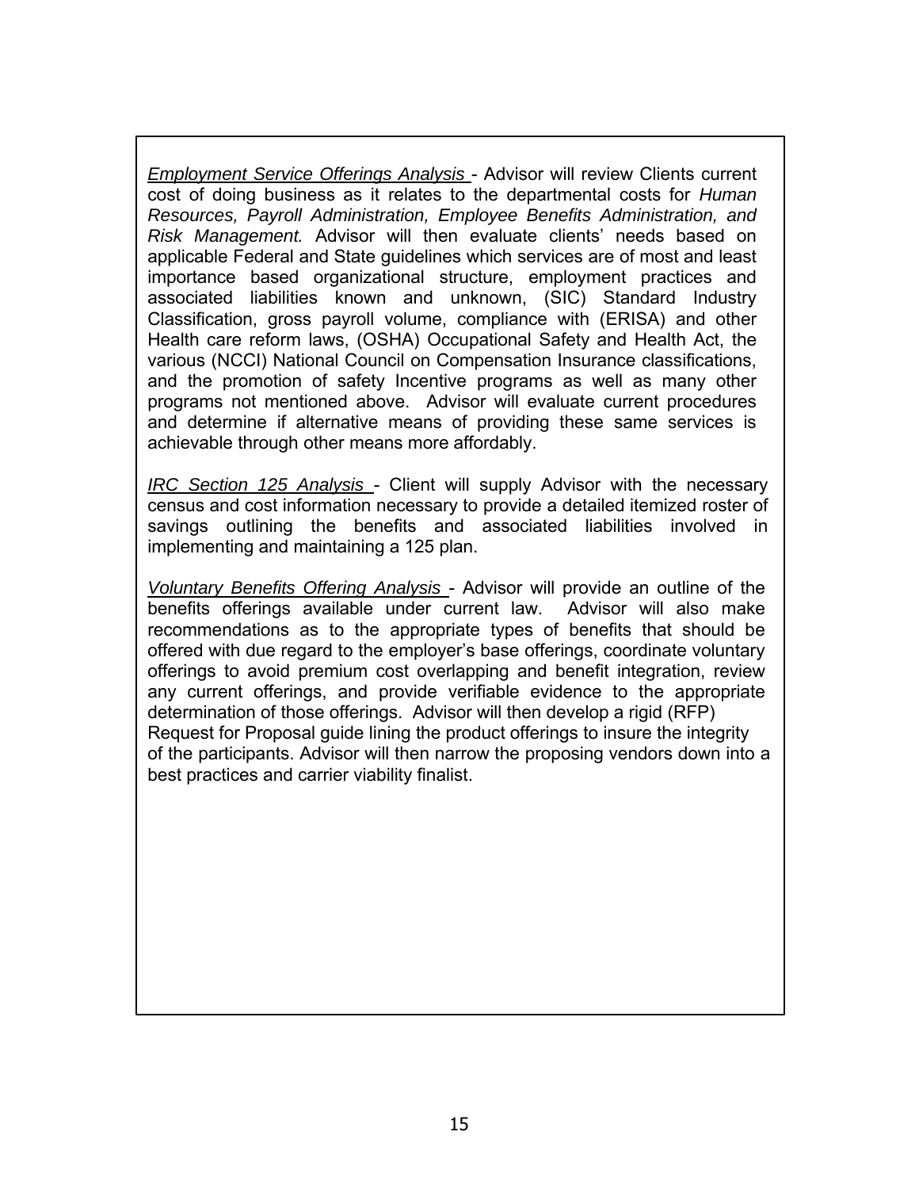*<u>Employment Service Offerings Analysis</u>* - Advisor will review Clients current cost of doing business as it relates to the departmental costs for *Human Resources, Payroll Administration, Employee Benefits Administration, and Risk Management.* Advisor will then evaluate clients' needs based on applicable Federal and State guidelines which services are of most and least importance based organizational structure, employment practices and associated liabilities known and unknown, (SIC) Standard Industry Classification, gross payroll volume, compliance with (ERISA) and other Health care reform laws, (OSHA) Occupational Safety and Health Act, the various (NCCI) National Council on Compensation Insurance classifications, and the promotion of safety Incentive programs as well as many other programs not mentioned above. Advisor will evaluate current procedures and determine if alternative means of providing these same services is achievable through other means more affordably.

*<u>IRC Section 125 Analysis</u>* - Client will supply Advisor with the necessary census and cost information necessary to provide a detailed itemized roster of savings outlining the benefits and associated liabilities involved in implementing and maintaining a 125 plan.

*<u>Voluntary Benefits Offering Analysis</u>* - Advisor will provide an outline of the benefits offerings available under current law. Advisor will also make recommendations as to the appropriate types of benefits that should be offered with due regard to the employer's base offerings, coordinate voluntary offerings to avoid premium cost overlapping and benefit integration, review any current offerings, and provide verifiable evidence to the appropriate determination of those offerings. Advisor will then develop a rigid (RFP) Request for Proposal guide lining the product offerings to insure the integrity of the participants. Advisor will then narrow the proposing vendors down into a best practices and carrier viability finalist.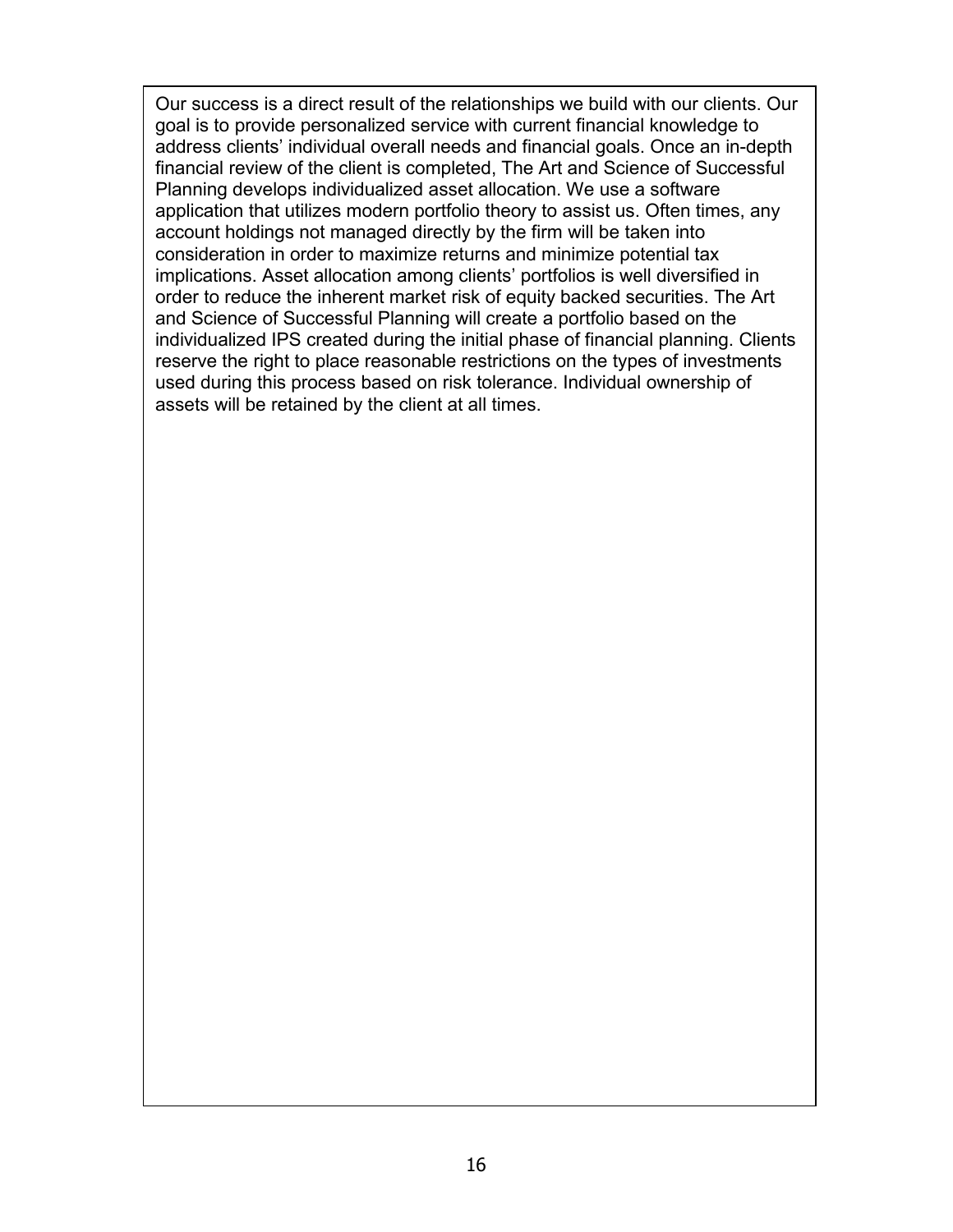Our success is a direct result of the relationships we build with our clients. Our goal is to provide personalized service with current financial knowledge to address clients' individual overall needs and financial goals. Once an in-depth financial review of the client is completed, The Art and Science of Successful Planning develops individualized asset allocation. We use a software application that utilizes modern portfolio theory to assist us. Often times, any account holdings not managed directly by the firm will be taken into consideration in order to maximize returns and minimize potential tax implications. Asset allocation among clients' portfolios is well diversified in order to reduce the inherent market risk of equity backed securities. The Art and Science of Successful Planning will create a portfolio based on the individualized IPS created during the initial phase of financial planning. Clients reserve the right to place reasonable restrictions on the types of investments used during this process based on risk tolerance. Individual ownership of assets will be retained by the client at all times.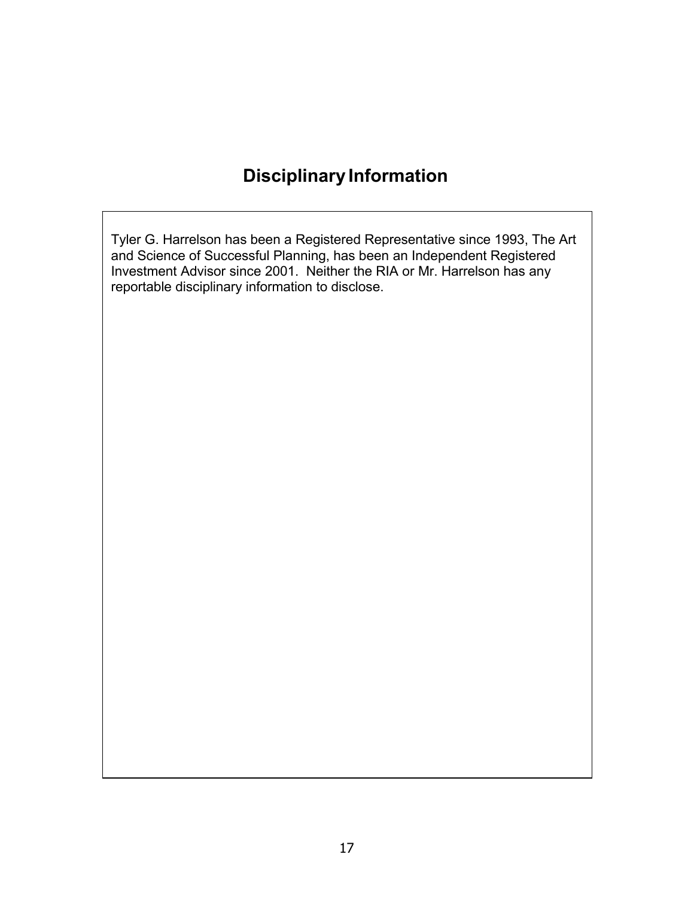# Disciplinary Information

Tyler G. Harrelson has been a Registered Representative since 1993, The Art and Science of Successful Planning, has been an Independent Registered Investment Advisor since 2001. Neither the RIA or Mr. Harrelson has any reportable disciplinary information to disclose.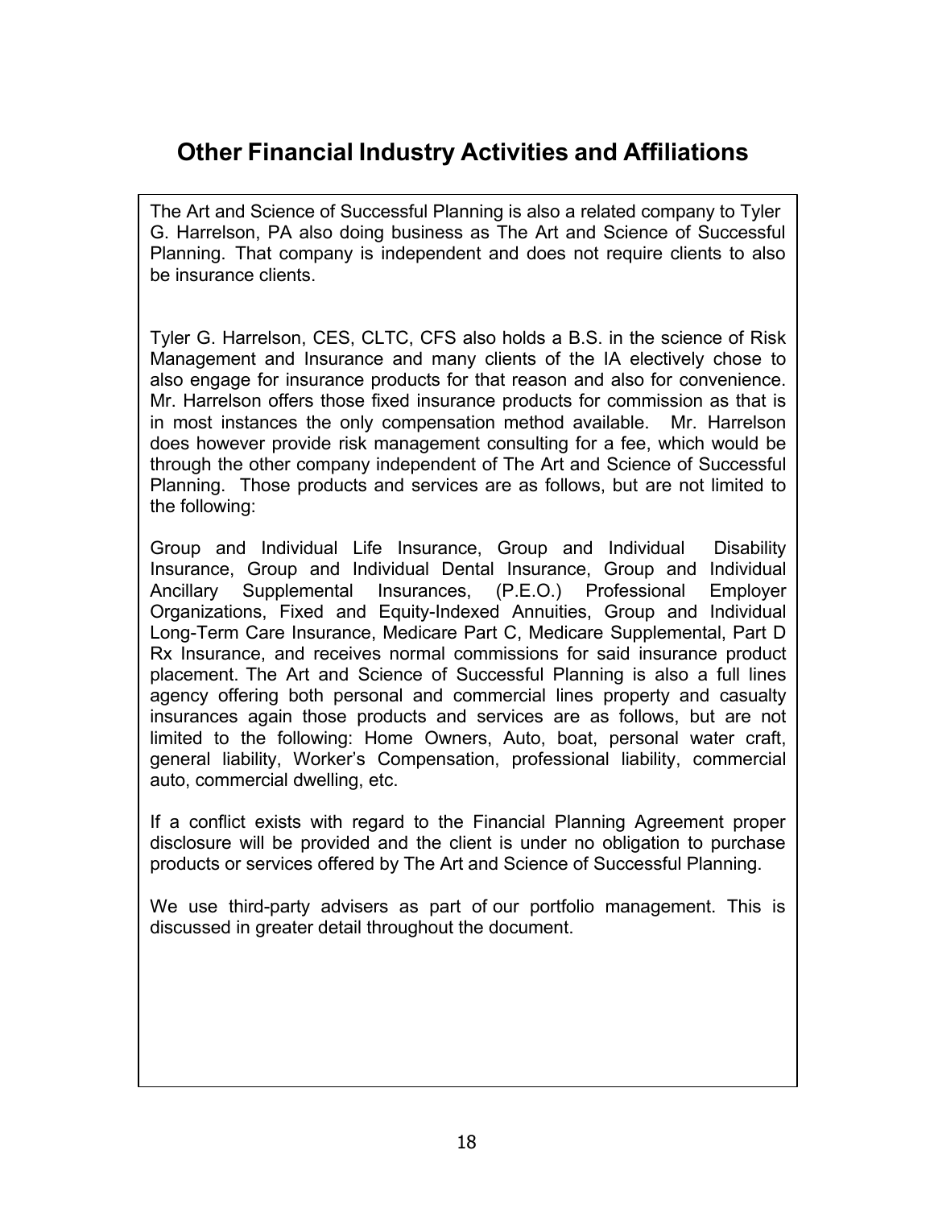## Other Financial Industry Activities and Affiliations

The Art and Science of Successful Planning is also a related company to Tyler G. Harrelson, PA also doing business as The Art and Science of Successful Planning. That company is independent and does not require clients to also be insurance clients.

Tyler G. Harrelson, CES, CLTC, CFS also holds a B.S. in the science of Risk Management and Insurance and many clients of the IA electively chose to also engage for insurance products for that reason and also for convenience. Mr. Harrelson offers those fixed insurance products for commission as that is in most instances the only compensation method available. Mr. Harrelson does however provide risk management consulting for a fee, which would be through the other company independent of The Art and Science of Successful Planning. Those products and services are as follows, but are not limited to the following:

Group and Individual Life Insurance, Group and Individual Disability Insurance, Group and Individual Dental Insurance, Group and Individual Ancillary Supplemental Insurances, (P.E.O.) Professional Employer Organizations, Fixed and Equity-Indexed Annuities, Group and Individual Long-Term Care Insurance, Medicare Part C, Medicare Supplemental, Part D Rx Insurance, and receives normal commissions for said insurance product placement. The Art and Science of Successful Planning is also a full lines agency offering both personal and commercial lines property and casualty insurances again those products and services are as follows, but are not limited to the following: Home Owners, Auto, boat, personal water craft, general liability, Worker's Compensation, professional liability, commercial auto, commercial dwelling, etc.

If a conflict exists with regard to the Financial Planning Agreement proper disclosure will be provided and the client is under no obligation to purchase products or services offered by The Art and Science of Successful Planning.

We use third-party advisers as part of our portfolio management. This is discussed in greater detail throughout the document.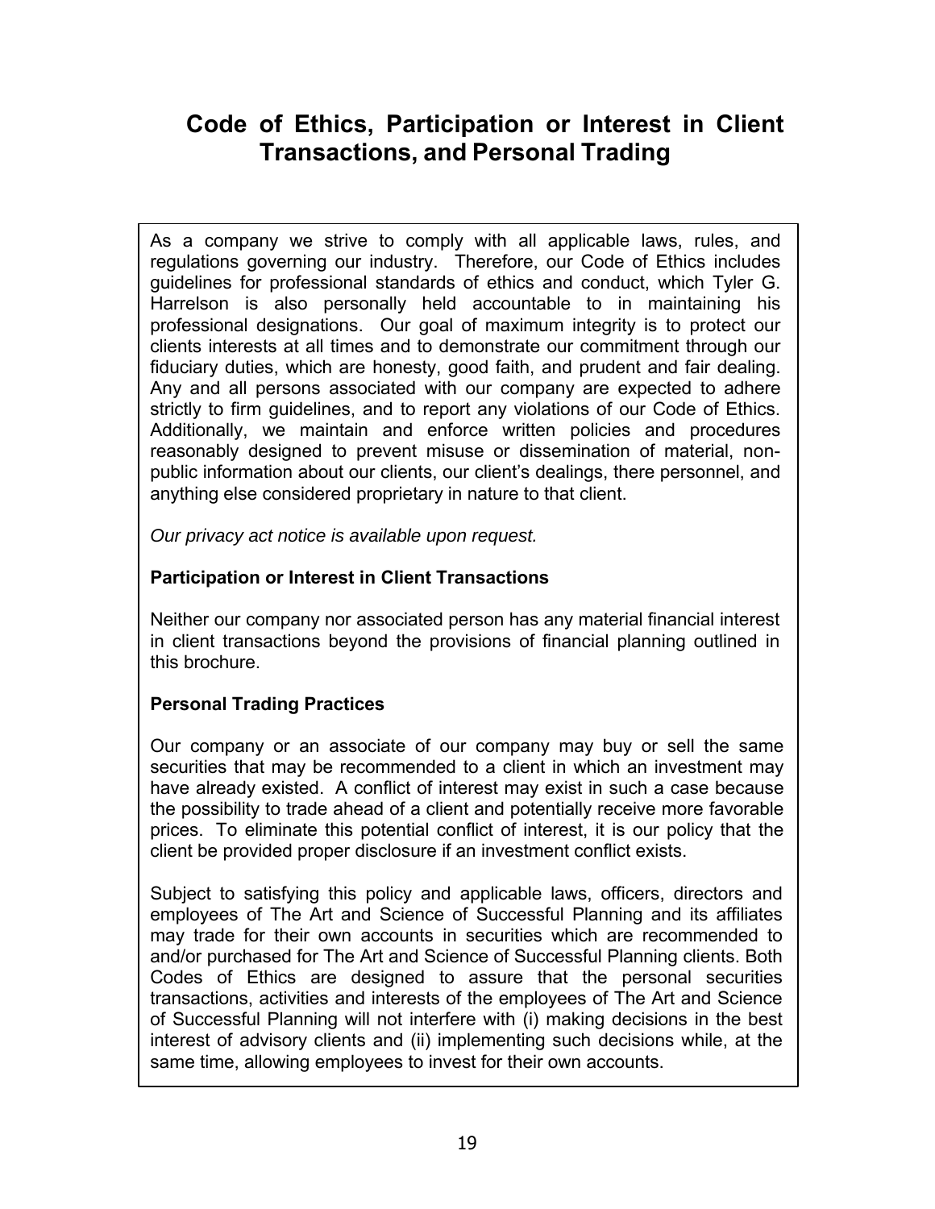# Code of Ethics, Participation or Interest in Client Transactions, and Personal Trading

As a company we strive to comply with all applicable laws, rules, and regulations governing our industry. Therefore, our Code of Ethics includes guidelines for professional standards of ethics and conduct, which Tyler G. Harrelson is also personally held accountable to in maintaining his professional designations. Our goal of maximum integrity is to protect our clients interests at all times and to demonstrate our commitment through our fiduciary duties, which are honesty, good faith, and prudent and fair dealing. Any and all persons associated with our company are expected to adhere strictly to firm guidelines, and to report any violations of our Code of Ethics. Additionally, we maintain and enforce written policies and procedures reasonably designed to prevent misuse or dissemination of material, non-public information about our clients, our client's dealings, there personnel, and anything else considered proprietary in nature to that client.

*Our privacy act notice is available upon request.*

**Participation or Interest in Client Transactions**

Neither our company nor associated person has any material financial interest in client transactions beyond the provisions of financial planning outlined in this brochure.

**Personal Trading Practices**

Our company or an associate of our company may buy or sell the same securities that may be recommended to a client in which an investment may have already existed. A conflict of interest may exist in such a case because the possibility to trade ahead of a client and potentially receive more favorable prices. To eliminate this potential conflict of interest, it is our policy that the client be provided proper disclosure if an investment conflict exists.

Subject to satisfying this policy and applicable laws, officers, directors and employees of The Art and Science of Successful Planning and its affiliates may trade for their own accounts in securities which are recommended to and/or purchased for The Art and Science of Successful Planning clients. Both Codes of Ethics are designed to assure that the personal securities transactions, activities and interests of the employees of The Art and Science of Successful Planning will not interfere with (i) making decisions in the best interest of advisory clients and (ii) implementing such decisions while, at the same time, allowing employees to invest for their own accounts.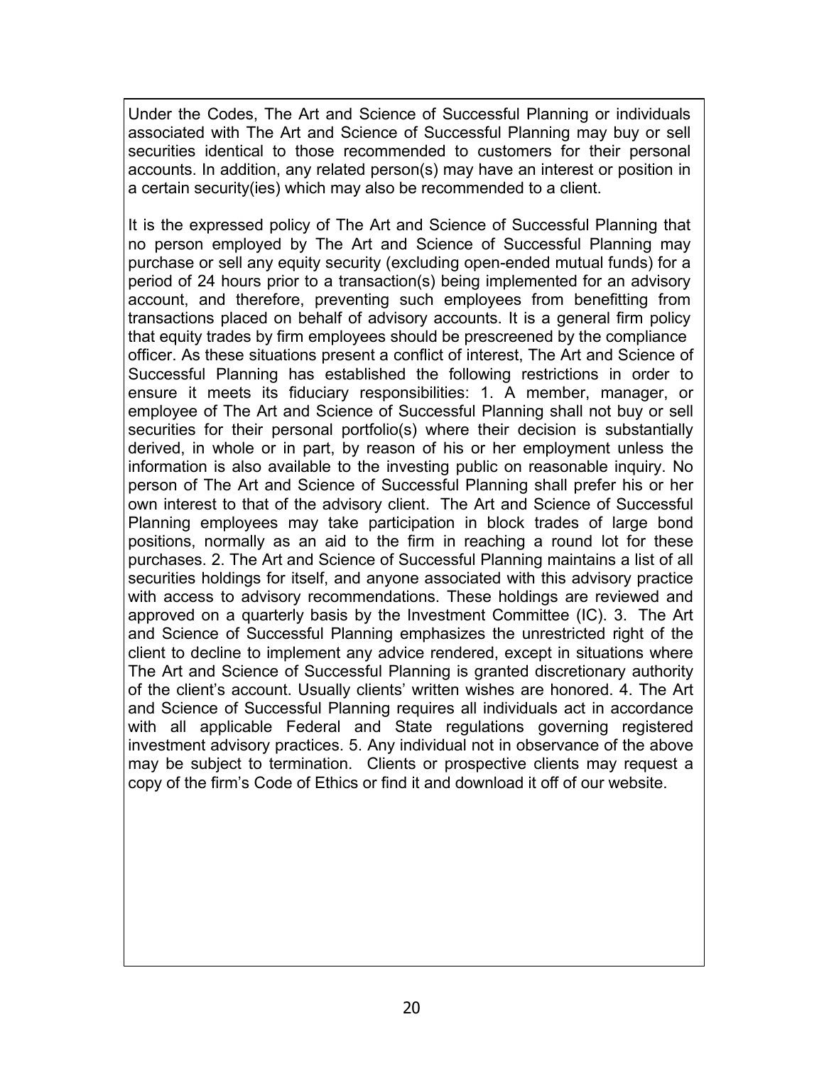Under the Codes, The Art and Science of Successful Planning or individuals associated with The Art and Science of Successful Planning may buy or sell securities identical to those recommended to customers for their personal accounts. In addition, any related person(s) may have an interest or position in a certain security(ies) which may also be recommended to a client.

It is the expressed policy of The Art and Science of Successful Planning that no person employed by The Art and Science of Successful Planning may purchase or sell any equity security (excluding open-ended mutual funds) for a period of 24 hours prior to a transaction(s) being implemented for an advisory account, and therefore, preventing such employees from benefitting from transactions placed on behalf of advisory accounts. It is a general firm policy that equity trades by firm employees should be prescreened by the compliance officer. As these situations present a conflict of interest, The Art and Science of Successful Planning has established the following restrictions in order to ensure it meets its fiduciary responsibilities: 1. A member, manager, or employee of The Art and Science of Successful Planning shall not buy or sell securities for their personal portfolio(s) where their decision is substantially derived, in whole or in part, by reason of his or her employment unless the information is also available to the investing public on reasonable inquiry. No person of The Art and Science of Successful Planning shall prefer his or her own interest to that of the advisory client. The Art and Science of Successful Planning employees may take participation in block trades of large bond positions, normally as an aid to the firm in reaching a round lot for these purchases. 2. The Art and Science of Successful Planning maintains a list of all securities holdings for itself, and anyone associated with this advisory practice with access to advisory recommendations. These holdings are reviewed and approved on a quarterly basis by the Investment Committee (IC). 3. The Art and Science of Successful Planning emphasizes the unrestricted right of the client to decline to implement any advice rendered, except in situations where The Art and Science of Successful Planning is granted discretionary authority of the client's account. Usually clients' written wishes are honored. 4. The Art and Science of Successful Planning requires all individuals act in accordance with all applicable Federal and State regulations governing registered investment advisory practices. 5. Any individual not in observance of the above may be subject to termination. Clients or prospective clients may request a copy of the firm's Code of Ethics or find it and download it off of our website.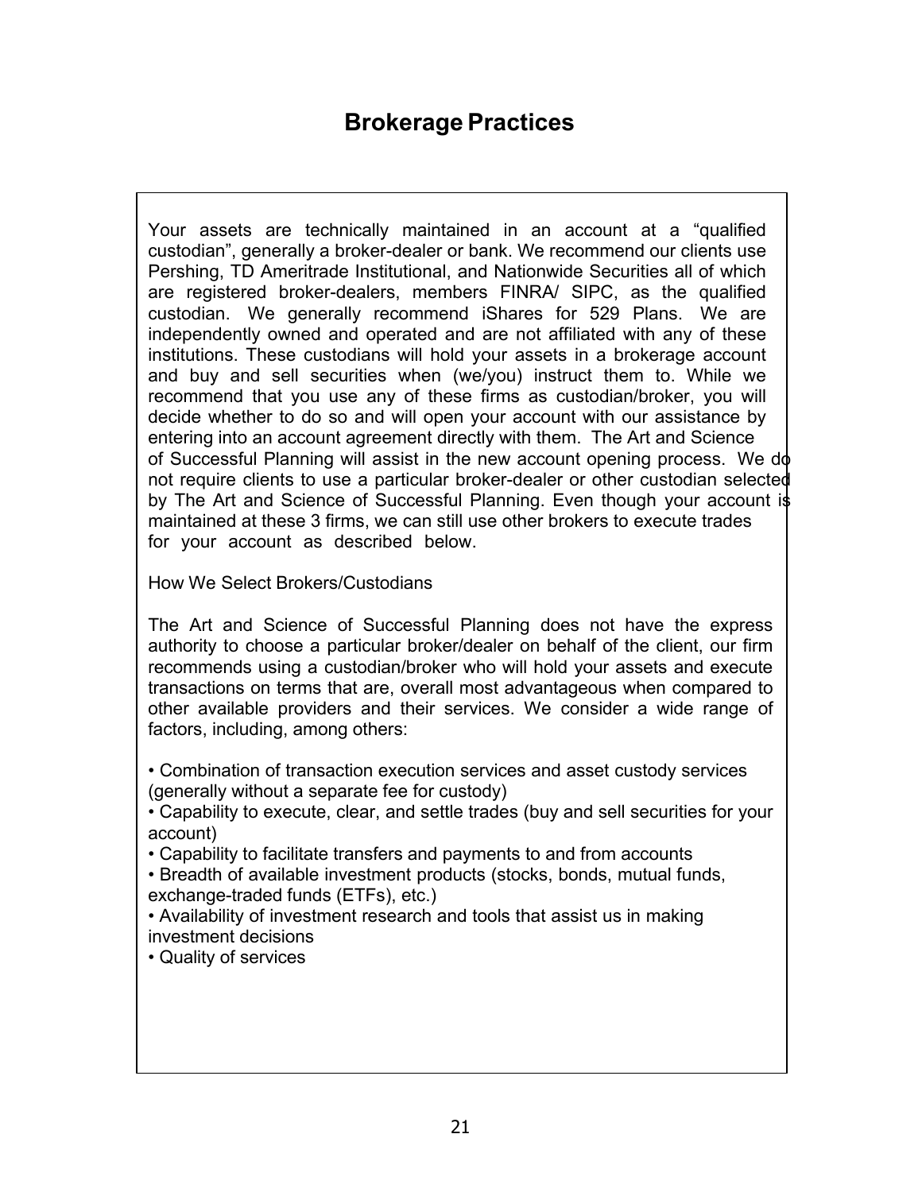# Brokerage Practices

Your assets are technically maintained in an account at a "qualified custodian", generally a broker-dealer or bank. We recommend our clients use Pershing, TD Ameritrade Institutional, and Nationwide Securities all of which are registered broker-dealers, members FINRA/ SIPC, as the qualified custodian. We generally recommend iShares for 529 Plans. We are independently owned and operated and are not affiliated with any of these institutions. These custodians will hold your assets in a brokerage account and buy and sell securities when (we/you) instruct them to. While we recommend that you use any of these firms as custodian/broker, you will decide whether to do so and will open your account with our assistance by entering into an account agreement directly with them. The Art and Science of Successful Planning will assist in the new account opening process. We do not require clients to use a particular broker-dealer or other custodian selected by The Art and Science of Successful Planning. Even though your account is maintained at these 3 firms, we can still use other brokers to execute trades for your account as described below.

How We Select Brokers/Custodians

The Art and Science of Successful Planning does not have the express authority to choose a particular broker/dealer on behalf of the client, our firm recommends using a custodian/broker who will hold your assets and execute transactions on terms that are, overall most advantageous when compared to other available providers and their services. We consider a wide range of factors, including, among others:

- Combination of transaction execution services and asset custody services (generally without a separate fee for custody)
- Capability to execute, clear, and settle trades (buy and sell securities for your account)
- Capability to facilitate transfers and payments to and from accounts
- Breadth of available investment products (stocks, bonds, mutual funds, exchange-traded funds (ETFs), etc.)
- Availability of investment research and tools that assist us in making investment decisions
- Quality of services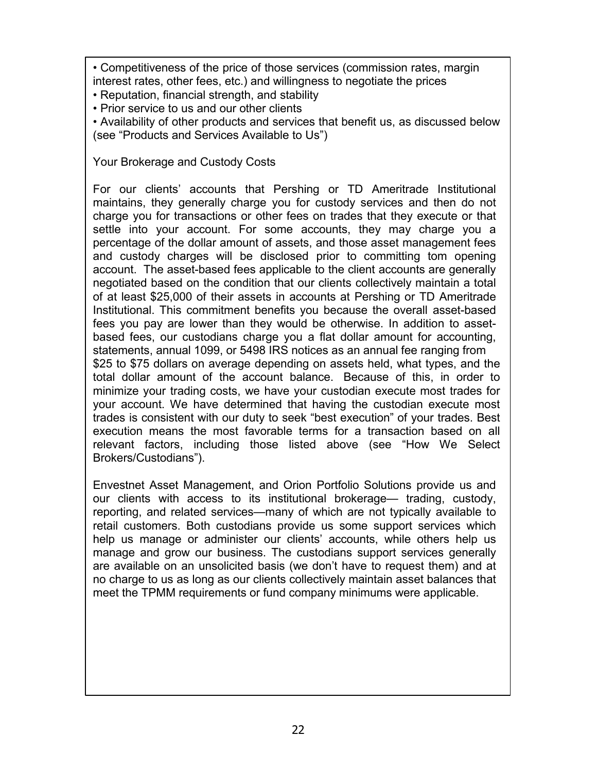• Competitiveness of the price of those services (commission rates, margin interest rates, other fees, etc.) and willingness to negotiate the prices
• Reputation, financial strength, and stability
• Prior service to us and our other clients
• Availability of other products and services that benefit us, as discussed below (see "Products and Services Available to Us")

Your Brokerage and Custody Costs

For our clients' accounts that Pershing or TD Ameritrade Institutional maintains, they generally charge you for custody services and then do not charge you for transactions or other fees on trades that they execute or that settle into your account. For some accounts, they may charge you a percentage of the dollar amount of assets, and those asset management fees and custody charges will be disclosed prior to committing tom opening account. The asset-based fees applicable to the client accounts are generally negotiated based on the condition that our clients collectively maintain a total of at least $25,000 of their assets in accounts at Pershing or TD Ameritrade Institutional. This commitment benefits you because the overall asset-based fees you pay are lower than they would be otherwise. In addition to asset-based fees, our custodians charge you a flat dollar amount for accounting, statements, annual 1099, or 5498 IRS notices as an annual fee ranging from $25 to $75 dollars on average depending on assets held, what types, and the total dollar amount of the account balance. Because of this, in order to minimize your trading costs, we have your custodian execute most trades for your account. We have determined that having the custodian execute most trades is consistent with our duty to seek "best execution" of your trades. Best execution means the most favorable terms for a transaction based on all relevant factors, including those listed above (see "How We Select Brokers/Custodians").

Envestnet Asset Management, and Orion Portfolio Solutions provide us and our clients with access to its institutional brokerage— trading, custody, reporting, and related services—many of which are not typically available to retail customers. Both custodians provide us some support services which help us manage or administer our clients' accounts, while others help us manage and grow our business. The custodians support services generally are available on an unsolicited basis (we don't have to request them) and at no charge to us as long as our clients collectively maintain asset balances that meet the TPMM requirements or fund company minimums were applicable.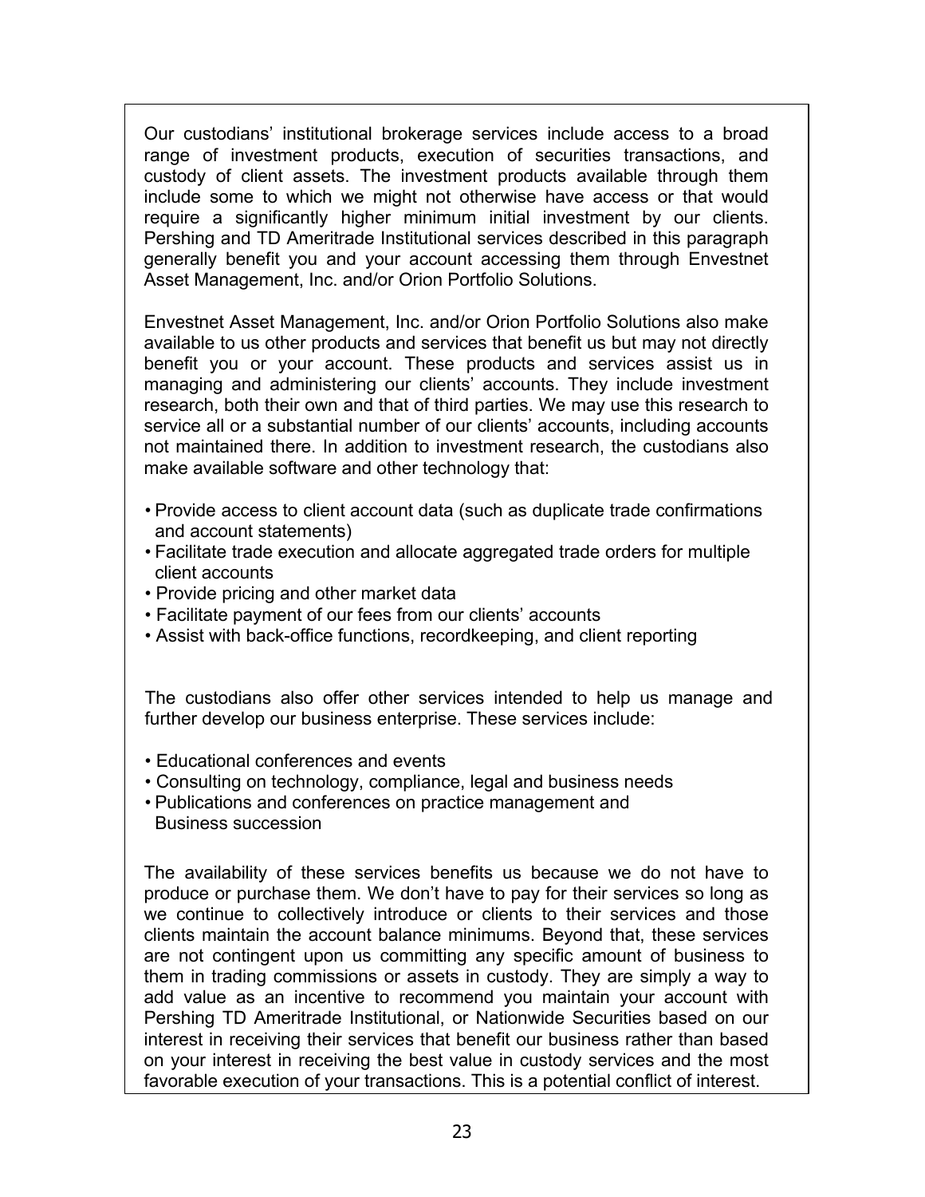Our custodians' institutional brokerage services include access to a broad range of investment products, execution of securities transactions, and custody of client assets. The investment products available through them include some to which we might not otherwise have access or that would require a significantly higher minimum initial investment by our clients. Pershing and TD Ameritrade Institutional services described in this paragraph generally benefit you and your account accessing them through Envestnet Asset Management, Inc. and/or Orion Portfolio Solutions.

Envestnet Asset Management, Inc. and/or Orion Portfolio Solutions also make available to us other products and services that benefit us but may not directly benefit you or your account. These products and services assist us in managing and administering our clients' accounts. They include investment research, both their own and that of third parties. We may use this research to service all or a substantial number of our clients' accounts, including accounts not maintained there. In addition to investment research, the custodians also make available software and other technology that:

- Provide access to client account data (such as duplicate trade confirmations and account statements)
- Facilitate trade execution and allocate aggregated trade orders for multiple client accounts
- Provide pricing and other market data
- Facilitate payment of our fees from our clients' accounts
- Assist with back-office functions, recordkeeping, and client reporting

The custodians also offer other services intended to help us manage and further develop our business enterprise. These services include:

- Educational conferences and events
- Consulting on technology, compliance, legal and business needs
- Publications and conferences on practice management and Business succession

The availability of these services benefits us because we do not have to produce or purchase them. We don't have to pay for their services so long as we continue to collectively introduce or clients to their services and those clients maintain the account balance minimums. Beyond that, these services are not contingent upon us committing any specific amount of business to them in trading commissions or assets in custody. They are simply a way to add value as an incentive to recommend you maintain your account with Pershing TD Ameritrade Institutional, or Nationwide Securities based on our interest in receiving their services that benefit our business rather than based on your interest in receiving the best value in custody services and the most favorable execution of your transactions. This is a potential conflict of interest.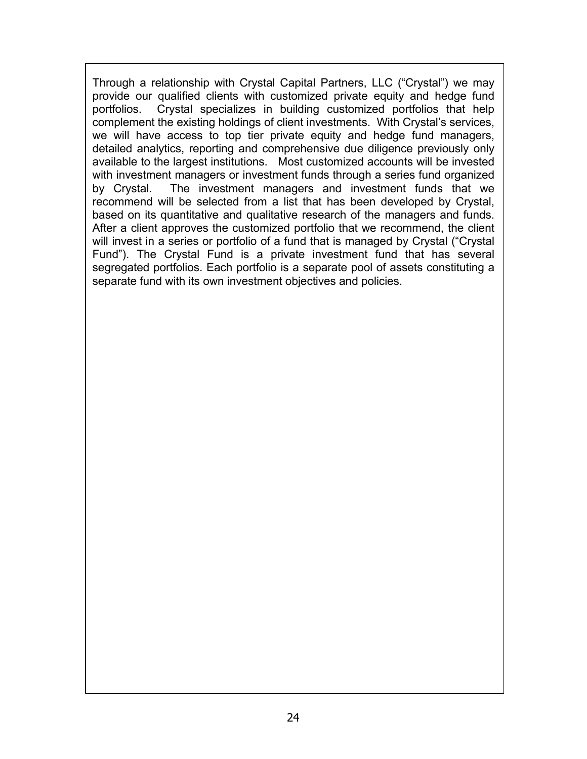Through a relationship with Crystal Capital Partners, LLC ("Crystal") we may provide our qualified clients with customized private equity and hedge fund portfolios. Crystal specializes in building customized portfolios that help complement the existing holdings of client investments. With Crystal's services, we will have access to top tier private equity and hedge fund managers, detailed analytics, reporting and comprehensive due diligence previously only available to the largest institutions. Most customized accounts will be invested with investment managers or investment funds through a series fund organized by Crystal. The investment managers and investment funds that we recommend will be selected from a list that has been developed by Crystal, based on its quantitative and qualitative research of the managers and funds. After a client approves the customized portfolio that we recommend, the client will invest in a series or portfolio of a fund that is managed by Crystal ("Crystal Fund"). The Crystal Fund is a private investment fund that has several segregated portfolios. Each portfolio is a separate pool of assets constituting a separate fund with its own investment objectives and policies.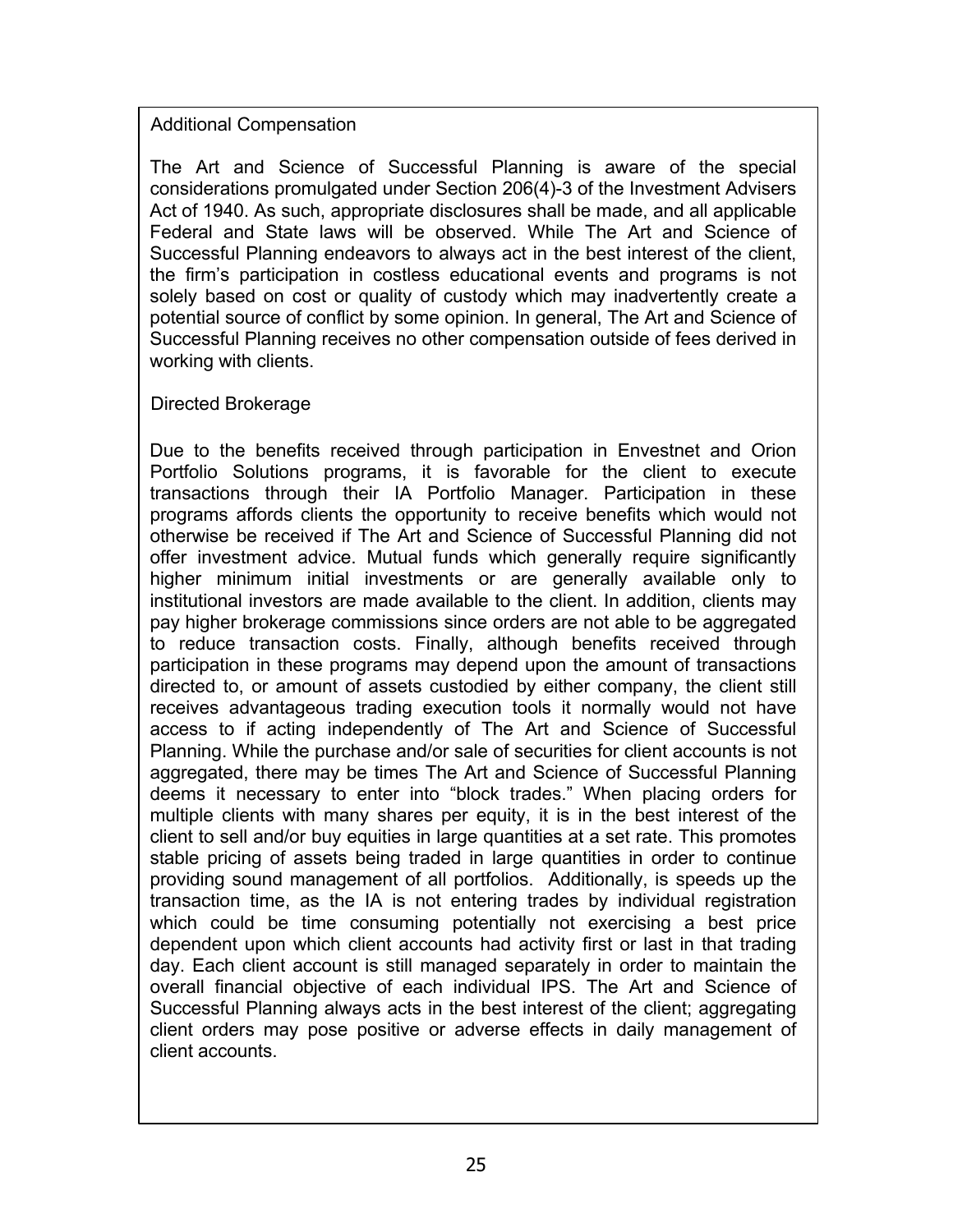### Additional Compensation

The Art and Science of Successful Planning is aware of the special considerations promulgated under Section 206(4)-3 of the Investment Advisers Act of 1940. As such, appropriate disclosures shall be made, and all applicable Federal and State laws will be observed. While The Art and Science of Successful Planning endeavors to always act in the best interest of the client, the firm's participation in costless educational events and programs is not solely based on cost or quality of custody which may inadvertently create a potential source of conflict by some opinion. In general, The Art and Science of Successful Planning receives no other compensation outside of fees derived in working with clients.

### Directed Brokerage

Due to the benefits received through participation in Envestnet and Orion Portfolio Solutions programs, it is favorable for the client to execute transactions through their IA Portfolio Manager. Participation in these programs affords clients the opportunity to receive benefits which would not otherwise be received if The Art and Science of Successful Planning did not offer investment advice. Mutual funds which generally require significantly higher minimum initial investments or are generally available only to institutional investors are made available to the client. In addition, clients may pay higher brokerage commissions since orders are not able to be aggregated to reduce transaction costs. Finally, although benefits received through participation in these programs may depend upon the amount of transactions directed to, or amount of assets custodied by either company, the client still receives advantageous trading execution tools it normally would not have access to if acting independently of The Art and Science of Successful Planning. While the purchase and/or sale of securities for client accounts is not aggregated, there may be times The Art and Science of Successful Planning deems it necessary to enter into "block trades." When placing orders for multiple clients with many shares per equity, it is in the best interest of the client to sell and/or buy equities in large quantities at a set rate. This promotes stable pricing of assets being traded in large quantities in order to continue providing sound management of all portfolios. Additionally, is speeds up the transaction time, as the IA is not entering trades by individual registration which could be time consuming potentially not exercising a best price dependent upon which client accounts had activity first or last in that trading day. Each client account is still managed separately in order to maintain the overall financial objective of each individual IPS. The Art and Science of Successful Planning always acts in the best interest of the client; aggregating client orders may pose positive or adverse effects in daily management of client accounts.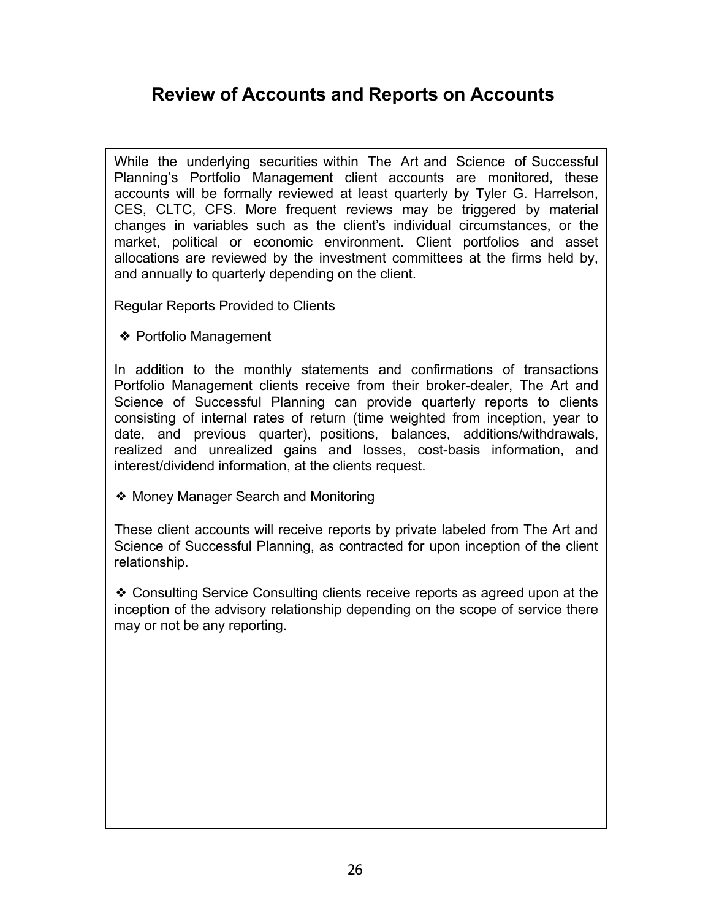# Review of Accounts and Reports on Accounts

While the underlying securities within The Art and Science of Successful Planning's Portfolio Management client accounts are monitored, these accounts will be formally reviewed at least quarterly by Tyler G. Harrelson, CES, CLTC, CFS. More frequent reviews may be triggered by material changes in variables such as the client's individual circumstances, or the market, political or economic environment. Client portfolios and asset allocations are reviewed by the investment committees at the firms held by, and annually to quarterly depending on the client.

Regular Reports Provided to Clients

❖ Portfolio Management

In addition to the monthly statements and confirmations of transactions Portfolio Management clients receive from their broker-dealer, The Art and Science of Successful Planning can provide quarterly reports to clients consisting of internal rates of return (time weighted from inception, year to date, and previous quarter), positions, balances, additions/withdrawals, realized and unrealized gains and losses, cost-basis information, and interest/dividend information, at the clients request.

❖ Money Manager Search and Monitoring

These client accounts will receive reports by private labeled from The Art and Science of Successful Planning, as contracted for upon inception of the client relationship.

❖ Consulting Service Consulting clients receive reports as agreed upon at the inception of the advisory relationship depending on the scope of service there may or not be any reporting.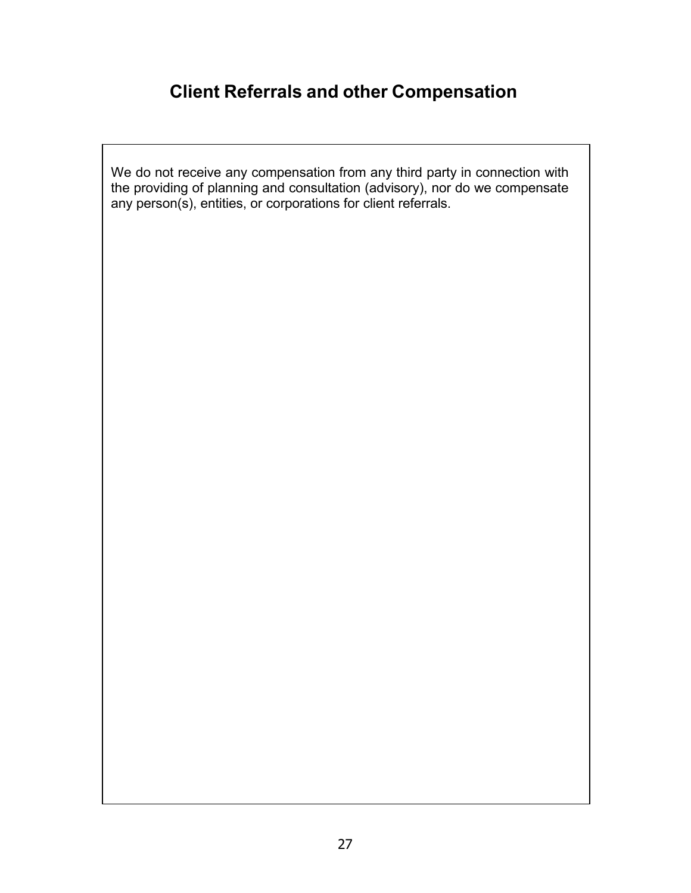# Client Referrals and other Compensation

We do not receive any compensation from any third party in connection with the providing of planning and consultation (advisory), nor do we compensate any person(s), entities, or corporations for client referrals.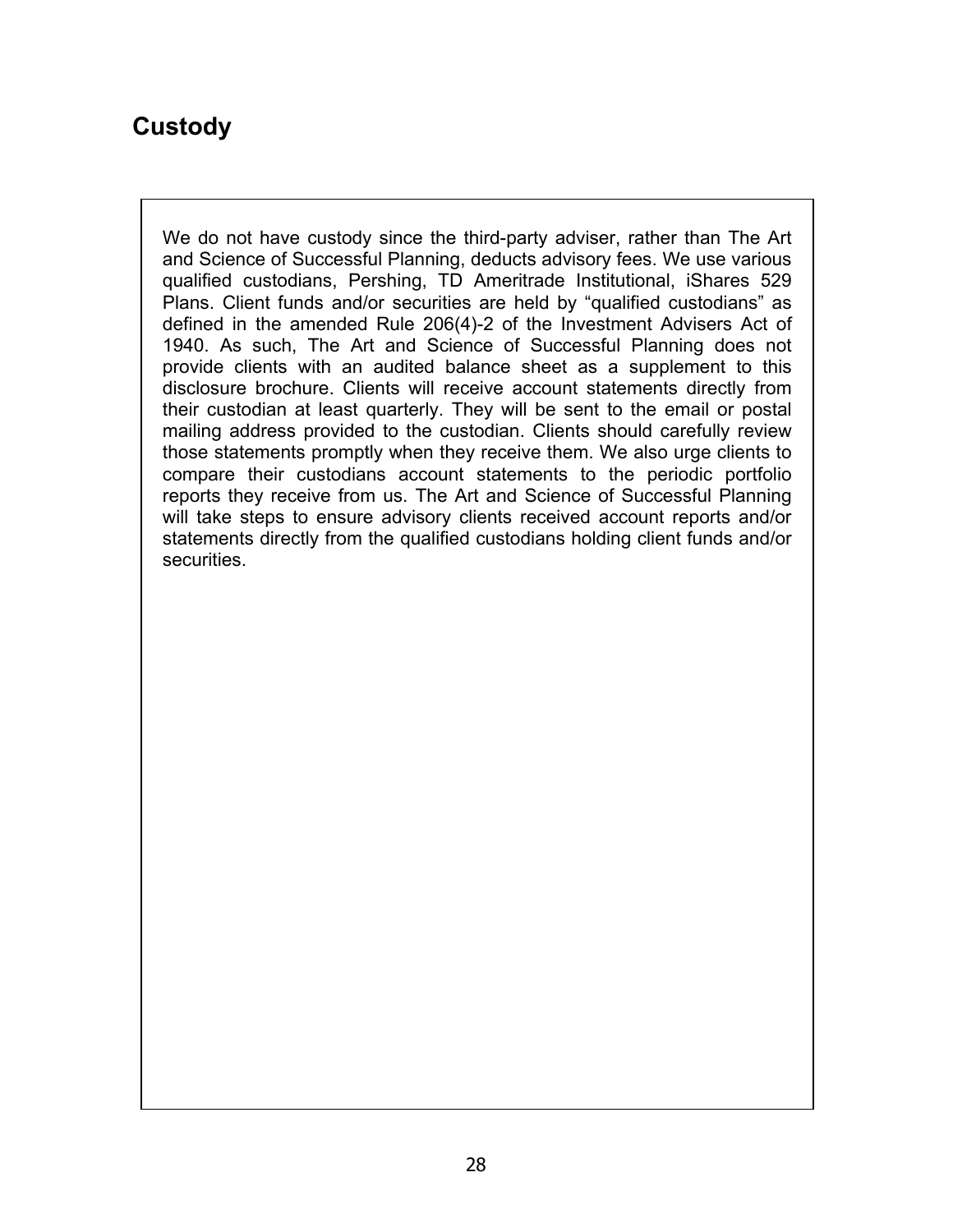## Custody

We do not have custody since the third-party adviser, rather than The Art and Science of Successful Planning, deducts advisory fees. We use various qualified custodians, Pershing, TD Ameritrade Institutional, iShares 529 Plans. Client funds and/or securities are held by “qualified custodians” as defined in the amended Rule 206(4)-2 of the Investment Advisers Act of 1940. As such, The Art and Science of Successful Planning does not provide clients with an audited balance sheet as a supplement to this disclosure brochure. Clients will receive account statements directly from their custodian at least quarterly. They will be sent to the email or postal mailing address provided to the custodian. Clients should carefully review those statements promptly when they receive them. We also urge clients to compare their custodians account statements to the periodic portfolio reports they receive from us. The Art and Science of Successful Planning will take steps to ensure advisory clients received account reports and/or statements directly from the qualified custodians holding client funds and/or securities.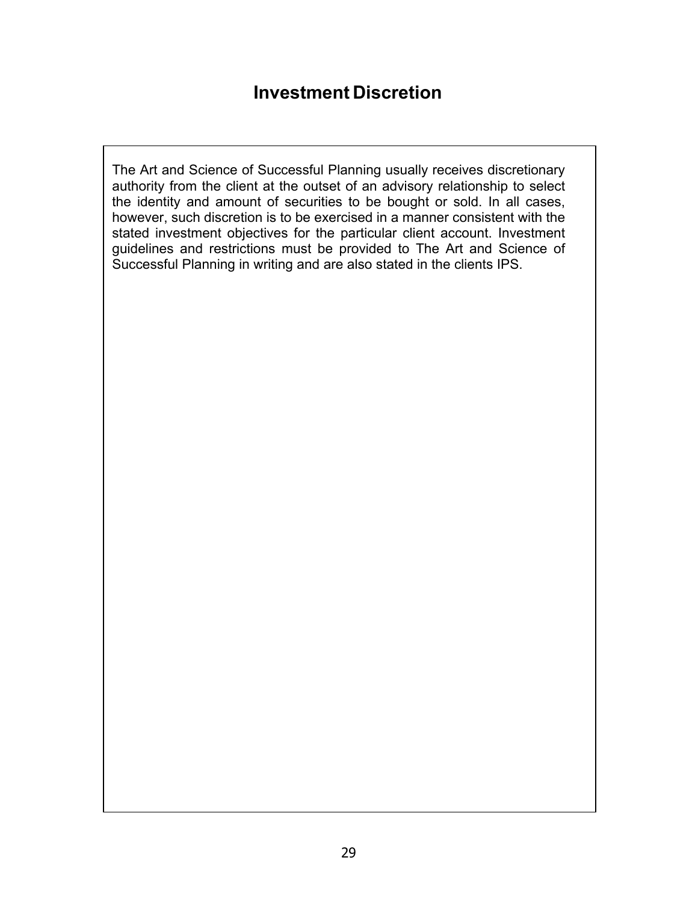# Investment Discretion

The Art and Science of Successful Planning usually receives discretionary authority from the client at the outset of an advisory relationship to select the identity and amount of securities to be bought or sold. In all cases, however, such discretion is to be exercised in a manner consistent with the stated investment objectives for the particular client account. Investment guidelines and restrictions must be provided to The Art and Science of Successful Planning in writing and are also stated in the clients IPS.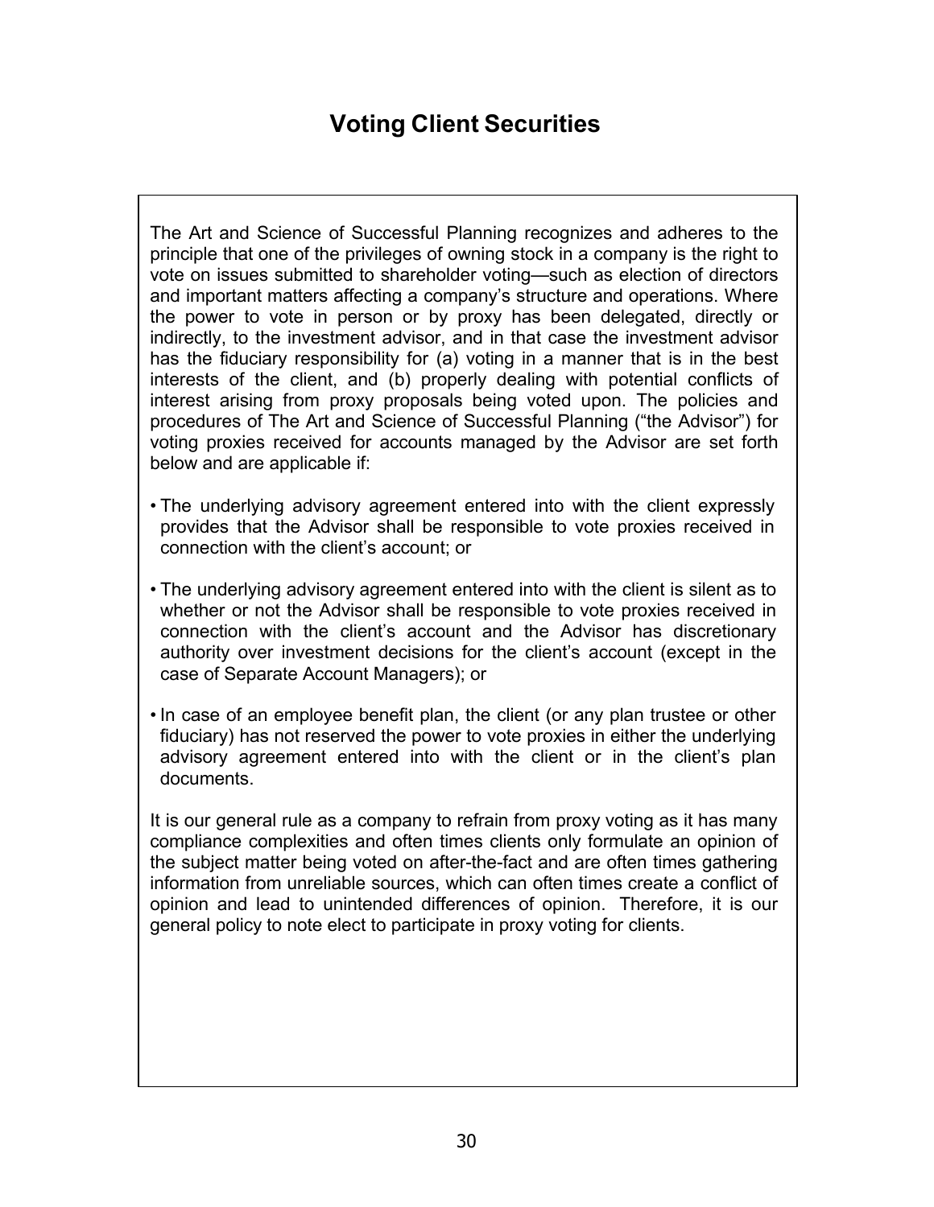# Voting Client Securities

The Art and Science of Successful Planning recognizes and adheres to the principle that one of the privileges of owning stock in a company is the right to vote on issues submitted to shareholder voting—such as election of directors and important matters affecting a company's structure and operations. Where the power to vote in person or by proxy has been delegated, directly or indirectly, to the investment advisor, and in that case the investment advisor has the fiduciary responsibility for (a) voting in a manner that is in the best interests of the client, and (b) properly dealing with potential conflicts of interest arising from proxy proposals being voted upon. The policies and procedures of The Art and Science of Successful Planning ("the Advisor") for voting proxies received for accounts managed by the Advisor are set forth below and are applicable if:

- The underlying advisory agreement entered into with the client expressly provides that the Advisor shall be responsible to vote proxies received in connection with the client's account; or
- The underlying advisory agreement entered into with the client is silent as to whether or not the Advisor shall be responsible to vote proxies received in connection with the client's account and the Advisor has discretionary authority over investment decisions for the client's account (except in the case of Separate Account Managers); or
- In case of an employee benefit plan, the client (or any plan trustee or other fiduciary) has not reserved the power to vote proxies in either the underlying advisory agreement entered into with the client or in the client's plan documents.

It is our general rule as a company to refrain from proxy voting as it has many compliance complexities and often times clients only formulate an opinion of the subject matter being voted on after-the-fact and are often times gathering information from unreliable sources, which can often times create a conflict of opinion and lead to unintended differences of opinion. Therefore, it is our general policy to note elect to participate in proxy voting for clients.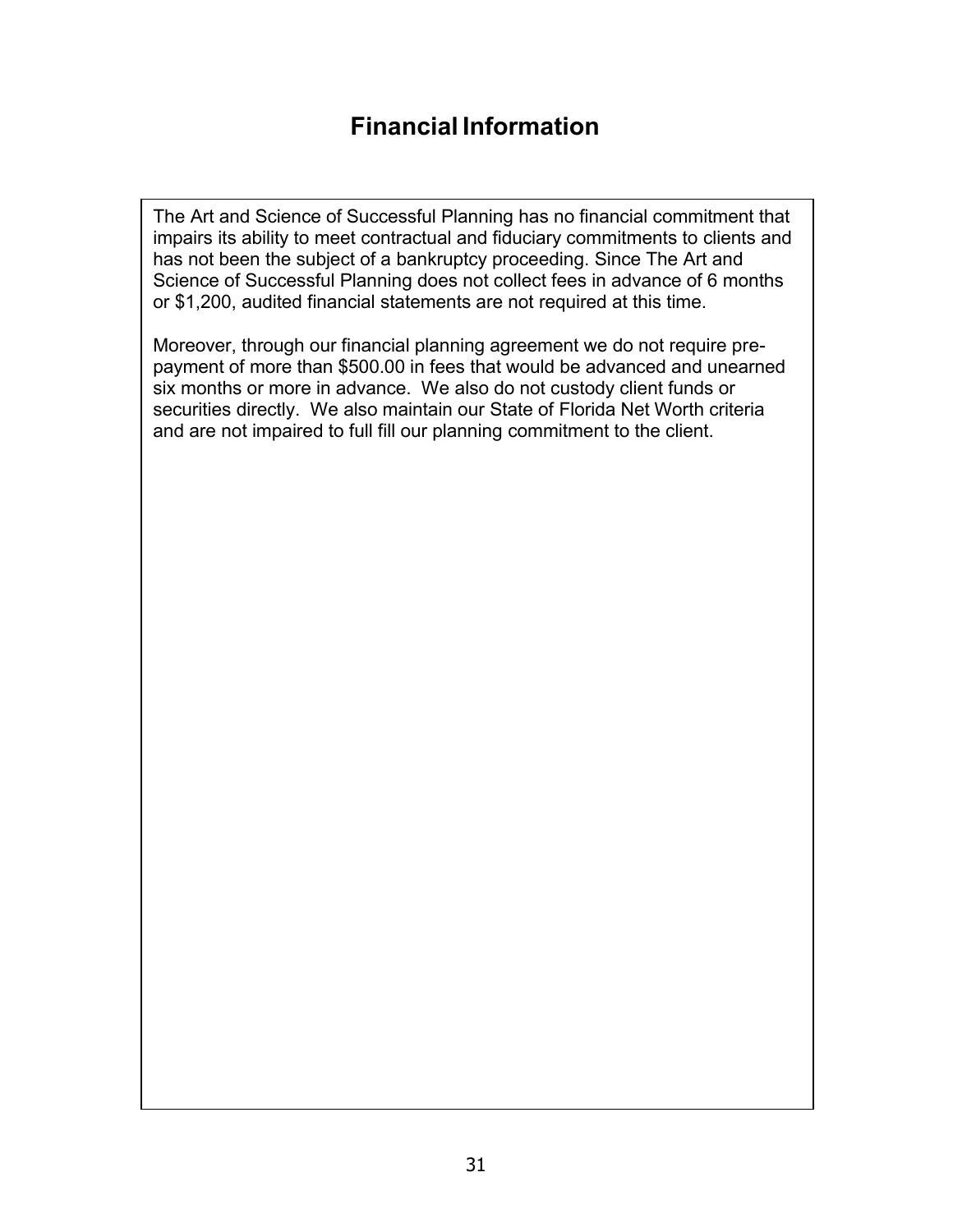# Financial Information

The Art and Science of Successful Planning has no financial commitment that impairs its ability to meet contractual and fiduciary commitments to clients and has not been the subject of a bankruptcy proceeding. Since The Art and Science of Successful Planning does not collect fees in advance of 6 months or $1,200, audited financial statements are not required at this time.

Moreover, through our financial planning agreement we do not require pre-payment of more than $500.00 in fees that would be advanced and unearned six months or more in advance. We also do not custody client funds or securities directly. We also maintain our State of Florida Net Worth criteria and are not impaired to full fill our planning commitment to the client.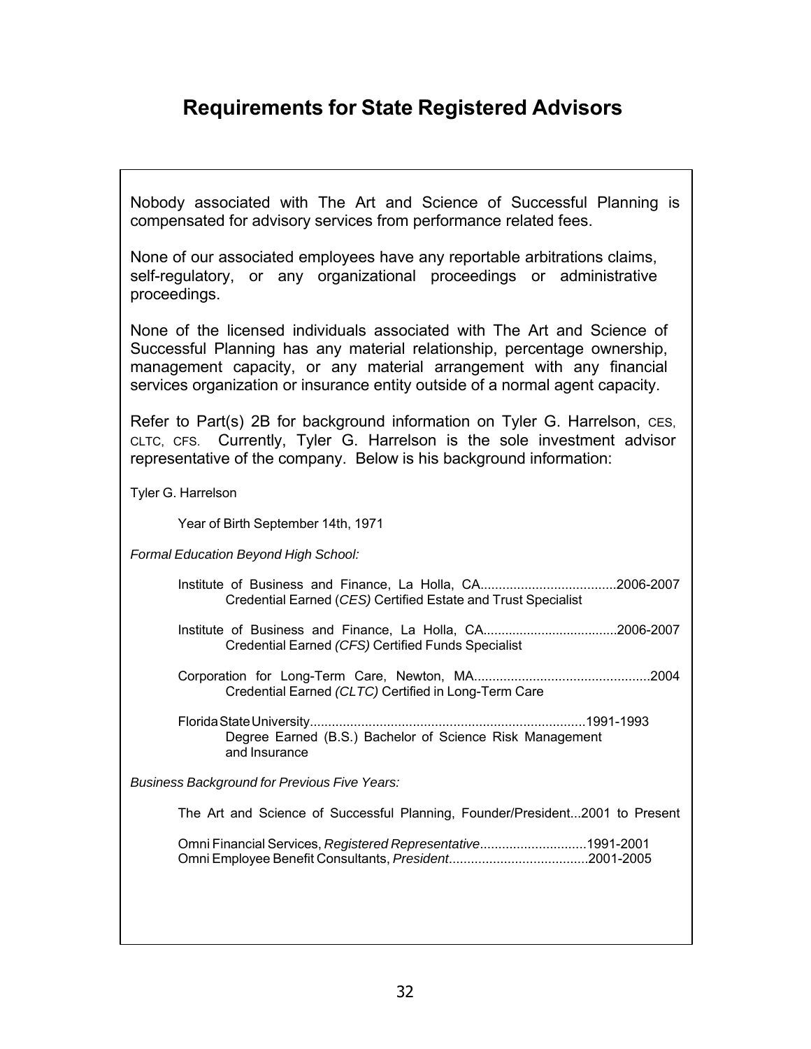# Requirements for State Registered Advisors

Nobody associated with The Art and Science of Successful Planning is compensated for advisory services from performance related fees.

None of our associated employees have any reportable arbitrations claims, self-regulatory, or any organizational proceedings or administrative proceedings.

None of the licensed individuals associated with The Art and Science of Successful Planning has any material relationship, percentage ownership, management capacity, or any material arrangement with any financial services organization or insurance entity outside of a normal agent capacity.

Refer to Part(s) 2B for background information on Tyler G. Harrelson, CES, CLTC, CFS. Currently, Tyler G. Harrelson is the sole investment advisor representative of the company. Below is his background information:

Tyler G. Harrelson

Year of Birth September 14th, 1971

*Formal Education Beyond High School:*

Institute of Business and Finance, La Holla, CA.....................................2006-2007
Credential Earned (*CES)* Certified Estate and Trust Specialist

Institute of Business and Finance, La Holla, CA....................................2006-2007
Credential Earned *(CFS)* Certified Funds Specialist

Corporation for Long-Term Care, Newton, MA...............................................2004
Credential Earned *(CLTC)* Certified in Long-Term Care

Florida State University..........................................................................1991-1993
Degree Earned (B.S.) Bachelor of Science Risk Management and Insurance

*Business Background for Previous Five Years:*

The Art and Science of Successful Planning, Founder/President...2001 to Present

Omni Financial Services, *Registered Representative*............................1991-2001
Omni Employee Benefit Consultants, *President*.....................................2001-2005